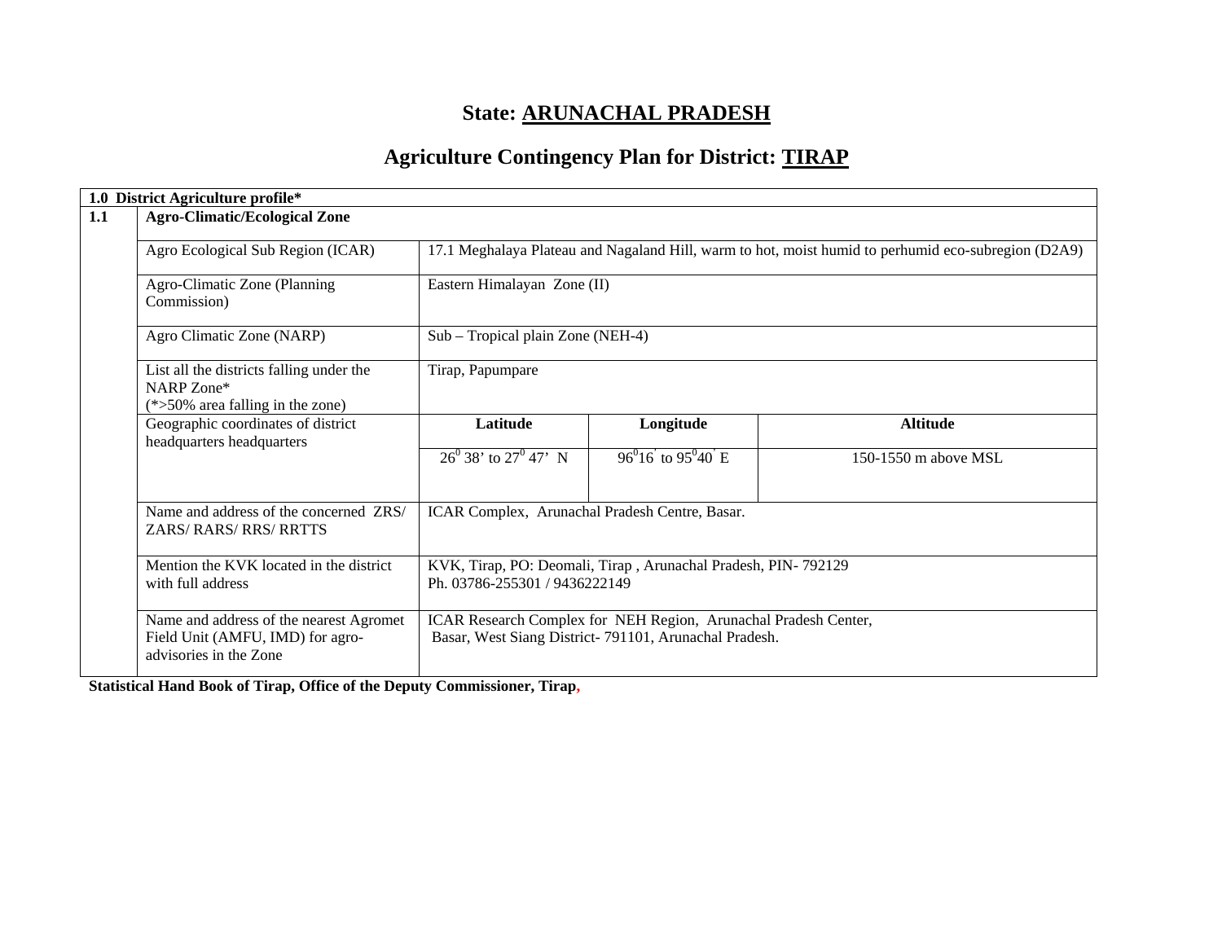# State: ARUNACHAL PRADESH

## Agriculture Contingency Plan for District: TIRAP

| 1.0 District Agriculture profile* | | | | |
|---|---|---|---|---|
| **1.1** | **Agro-Climatic/Ecological Zone** | | | |
| | Agro Ecological Sub Region (ICAR) | 17.1 Meghalaya Plateau and Nagaland Hill, warm to hot, moist humid to perhumid eco-subregion (D2A9) | | |
| | Agro-Climatic Zone (Planning Commission) | Eastern Himalayan Zone (II) | | |
| | Agro Climatic Zone (NARP) | Sub – Tropical plain Zone (NEH-4) | | |
| | List all the districts falling under the NARP Zone* (*>50% area falling in the zone) | Tirap, Papumpare | | |
| | Geographic coordinates of district headquarters headquarters | **Latitude** | **Longitude** | **Altitude** |
| | | $26^0$ 38' to $27^0$ 47' N | $96^0 16'$ to $95^0 40'$ E | 150-1550 m above MSL |
| | Name and address of the concerned ZRS/ ZARS/ RARS/ RRS/ RRTTS | ICAR Complex, Arunachal Pradesh Centre, Basar. | | |
| | Mention the KVK located in the district with full address | KVK, Tirap, PO: Deomali, Tirap , Arunachal Pradesh, PIN- 792129<br>Ph. 03786-255301 / 9436222149 | | |
| | Name and address of the nearest Agromet Field Unit (AMFU, IMD) for agro-advisories in the Zone | ICAR Research Complex for NEH Region, Arunachal Pradesh Center,<br>Basar, West Siang District- 791101, Arunachal Pradesh. | | |

**Statistical Hand Book of Tirap, Office of the Deputy Commissioner, Tirap,**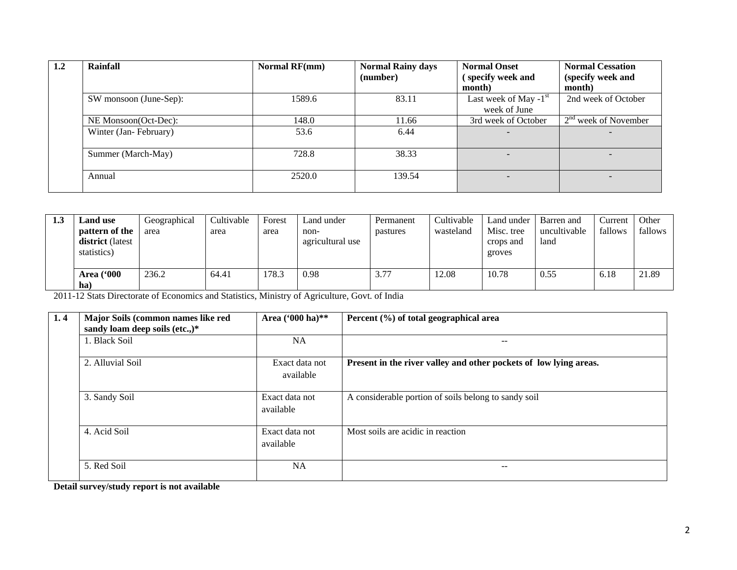| 1.2 | Rainfall | Normal RF(mm) | Normal Rainy days (number) | Normal Onset ( specify week and month) | Normal Cessation (specify week and month) |
|---|---|---|---|---|---|
| | SW monsoon (June-Sep): | 1589.6 | 83.11 | Last week of May -1st week of June | 2nd week of October |
| | NE Monsoon(Oct-Dec): | 148.0 | 11.66 | 3rd week of October | 2nd week of November |
| | Winter (Jan- February) | 53.6 | 6.44 | - | - |
| | Summer (March-May) | 728.8 | 38.33 | - | - |
| | Annual | 2520.0 | 139.54 | - | - |

| 1.3 | Land use pattern of the district (latest statistics) | Geographical area | Cultivable area | Forest area | Land under non-agricultural use | Permanent pastures | Cultivable wasteland | Land under Misc. tree crops and groves | Barren and uncultivable land | Current fallows | Other fallows |
|---|---|---|---|---|---|---|---|---|---|---|---|
| | Area ('000 ha) | 236.2 | 64.41 | 178.3 | 0.98 | 3.77 | 12.08 | 10.78 | 0.55 | 6.18 | 21.89 |

2011-12 Stats Directorate of Economics and Statistics, Ministry of Agriculture, Govt. of India

| 1. 4 | Major Soils (common names like red sandy loam deep soils (etc.,)* | Area ('000 ha)** | Percent (%) of total geographical area |
|---|---|---|---|
| | 1. Black Soil | NA | -- |
| | 2. Alluvial Soil | Exact data not available | **Present in the river valley and other pockets of low lying areas.** |
| | 3. Sandy Soil | Exact data not available | A considerable portion of soils belong to sandy soil |
| | 4. Acid Soil | Exact data not available | Most soils are acidic in reaction |
| | 5. Red Soil | NA | -- |

**Detail survey/study report is not available**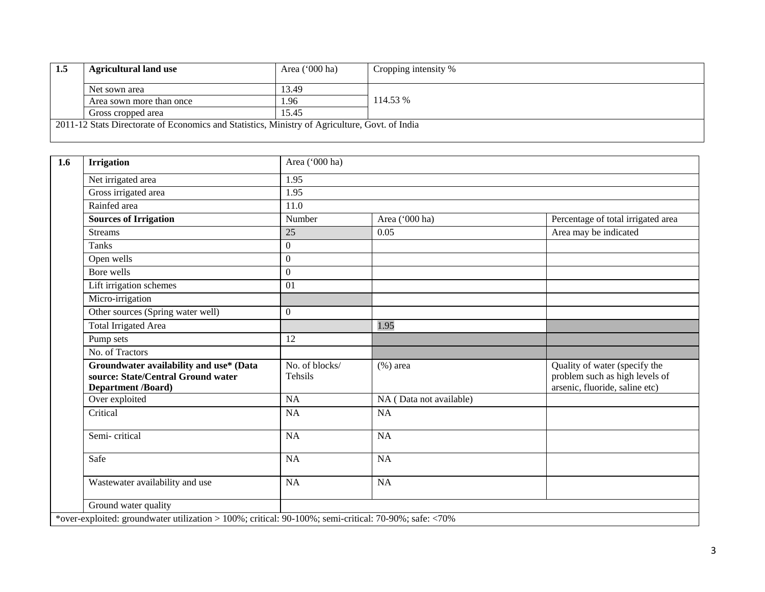| 1.5 | Agricultural land use | Area ('000 ha) | Cropping intensity % |
|---|---|---|---|
| | Net sown area | 13.49 | 114.53 % |
| | Area sown more than once | 1.96 | |
| | Gross cropped area | 15.45 | |
| 2011-12 Stats Directorate of Economics and Statistics, Ministry of Agriculture, Govt. of India | | | |

| 1.6 | Irrigation | Area ('000 ha) | | |
|---|---|---|---|---|
| | Net irrigated area | 1.95 | | |
| | Gross irrigated area | 1.95 | | |
| | Rainfed area | 11.0 | | |
| | **Sources of Irrigation** | Number | Area ('000 ha) | Percentage of total irrigated area |
| | Streams | 25 | 0.05 | Area may be indicated |
| | Tanks | 0 | | |
| | Open wells | 0 | | |
| | Bore wells | 0 | | |
| | Lift irrigation schemes | 01 | | |
| | Micro-irrigation | | | |
| | Other sources (Spring water well) | 0 | | |
| | Total Irrigated Area | | 1.95 | |
| | Pump sets | 12 | | |
| | No. of Tractors | | | |
| | **Groundwater availability and use* (Data source: State/Central Ground water Department /Board)** | No. of blocks/ Tehsils | (%) area | Quality of water (specify the problem such as high levels of arsenic, fluoride, saline etc) |
| | Over exploited | NA | NA ( Data not available) | |
| | Critical | NA | NA | |
| | Semi- critical | NA | NA | |
| | Safe | NA | NA | |
| | Wastewater availability and use | NA | NA | |
| | Ground water quality | | | |
| *over-exploited: groundwater utilization > 100%; critical: 90-100%; semi-critical: 70-90%; safe: <70% | | | | |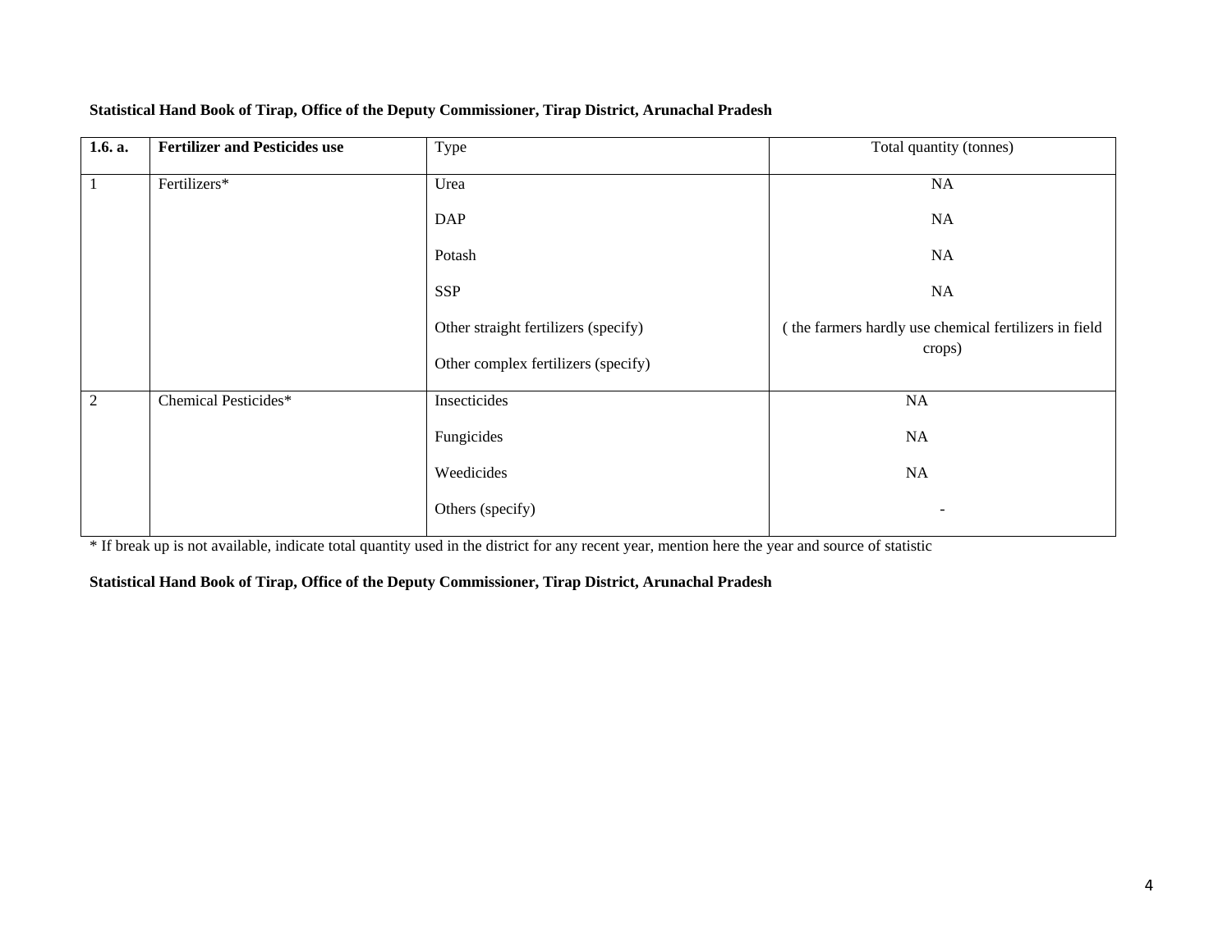**Statistical Hand Book of Tirap, Office of the Deputy Commissioner, Tirap District, Arunachal Pradesh**

| **1.6. a.** | **Fertilizer and Pesticides use** | Type | Total quantity (tonnes) |
|---|---|---|---|
| 1 | Fertilizers* | Urea | NA |
| | | DAP | NA |
| | | Potash | NA |
| | | SSP | NA |
| | | Other straight fertilizers (specify) | ( the farmers hardly use chemical fertilizers in field crops) |
| | | Other complex fertilizers (specify) | |
| 2 | Chemical Pesticides* | Insecticides | NA |
| | | Fungicides | NA |
| | | Weedicides | NA |
| | | Others (specify) | - |

* If break up is not available, indicate total quantity used in the district for any recent year, mention here the year and source of statistic

**Statistical Hand Book of Tirap, Office of the Deputy Commissioner, Tirap District, Arunachal Pradesh**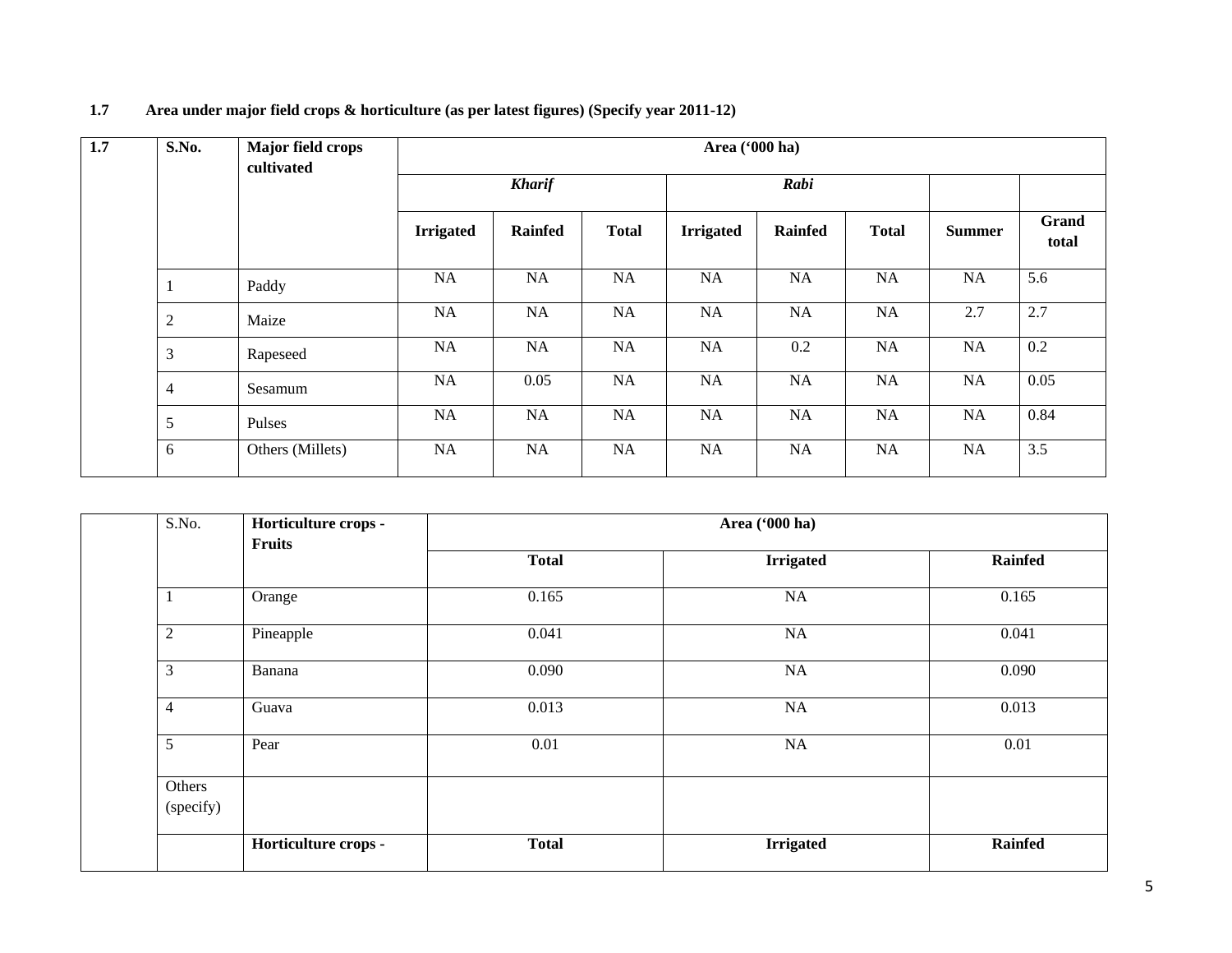**1.7 Area under major field crops & horticulture (as per latest figures) (Specify year 2011-12)**

| 1.7 | S.No. | Major field crops cultivated | Area ('000 ha) | | | | | | | |
|---|---|---|---|---|---|---|---|---|---|---|
| | | | *Kharif* | | | *Rabi* | | | | |
| | | | Irrigated | Rainfed | Total | Irrigated | Rainfed | Total | Summer | Grand total |
| | 1 | Paddy | NA | NA | NA | NA | NA | NA | NA | 5.6 |
| | 2 | Maize | NA | NA | NA | NA | NA | NA | 2.7 | 2.7 |
| | 3 | Rapeseed | NA | NA | NA | NA | 0.2 | NA | NA | 0.2 |
| | 4 | Sesamum | NA | 0.05 | NA | NA | NA | NA | NA | 0.05 |
| | 5 | Pulses | NA | NA | NA | NA | NA | NA | NA | 0.84 |
| | 6 | Others (Millets) | NA | NA | NA | NA | NA | NA | NA | 3.5 |

| | S.No. | Horticulture crops - Fruits | Area ('000 ha) | | |
|---|---|---|---|---|---|
| | | | Total | Irrigated | Rainfed |
| | 1 | Orange | 0.165 | NA | 0.165 |
| | 2 | Pineapple | 0.041 | NA | 0.041 |
| | 3 | Banana | 0.090 | NA | 0.090 |
| | 4 | Guava | 0.013 | NA | 0.013 |
| | 5 | Pear | 0.01 | NA | 0.01 |
| | Others (specify) | | | | |
| | | **Horticulture crops -** | **Total** | **Irrigated** | **Rainfed** |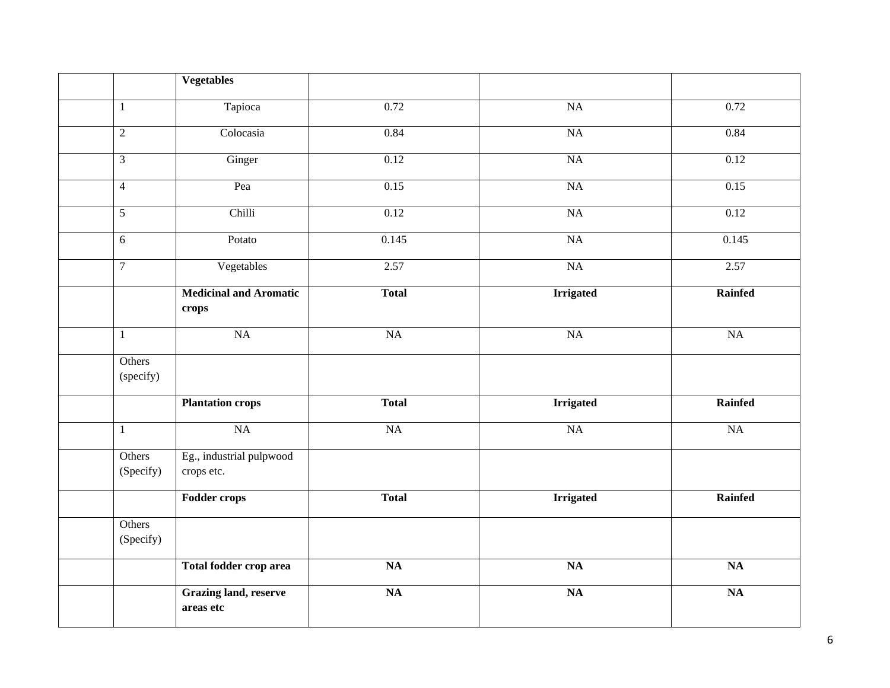| | | **Vegetables** | | | |
|---|---|---|---|---|---|
| | 1 | Tapioca | 0.72 | NA | 0.72 |
| | 2 | Colocasia | 0.84 | NA | 0.84 |
| | 3 | Ginger | 0.12 | NA | 0.12 |
| | 4 | Pea | 0.15 | NA | 0.15 |
| | 5 | Chilli | 0.12 | NA | 0.12 |
| | 6 | Potato | 0.145 | NA | 0.145 |
| | 7 | Vegetables | 2.57 | NA | 2.57 |
| | | **Medicinal and Aromatic crops** | **Total** | **Irrigated** | **Rainfed** |
| | 1 | NA | NA | NA | NA |
| | Others (specify) | | | | |
| | | **Plantation crops** | **Total** | **Irrigated** | **Rainfed** |
| | 1 | NA | NA | NA | NA |
| | Others (Specify) | Eg., industrial pulpwood crops etc. | | | |
| | | **Fodder crops** | **Total** | **Irrigated** | **Rainfed** |
| | Others (Specify) | | | | |
| | | **Total fodder crop area** | **NA** | **NA** | **NA** |
| | | **Grazing land, reserve areas etc** | **NA** | **NA** | **NA** |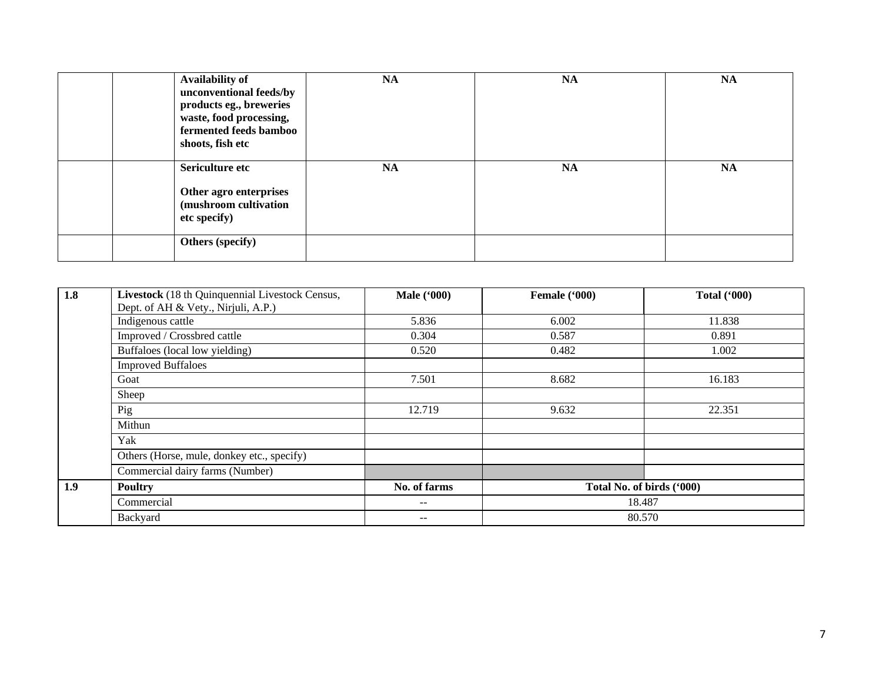| | | | | | |
|---|---|---|---|---|---|
| | | **Availability of unconventional feeds/by products eg., breweries waste, food processing, fermented feeds bamboo shoots, fish etc** | **NA** | **NA** | **NA** |
| | | **Sericulture etc**<br><br>**Other agro enterprises (mushroom cultivation etc specify)** | **NA** | **NA** | **NA** |
| | | **Others (specify)** | | | |

| 1.8 | **Livestock** (18 th Quinquennial Livestock Census, Dept. of AH & Vety., Nirjuli, A.P.) | **Male ('000)** | **Female ('000)** | **Total ('000)** |
|---|---|---|---|---|
| | Indigenous cattle | 5.836 | 6.002 | 11.838 |
| | Improved / Crossbred cattle | 0.304 | 0.587 | 0.891 |
| | Buffaloes (local low yielding) | 0.520 | 0.482 | 1.002 |
| | Improved Buffaloes | | | |
| | Goat | 7.501 | 8.682 | 16.183 |
| | Sheep | | | |
| | Pig | 12.719 | 9.632 | 22.351 |
| | Mithun | | | |
| | Yak | | | |
| | Others (Horse, mule, donkey etc., specify) | | | |
| | Commercial dairy farms (Number) | | | |
| **1.9** | **Poultry** | **No. of farms** | **Total No. of birds ('000)** | |
| | Commercial | -- | 18.487 | |
| | Backyard | -- | 80.570 | |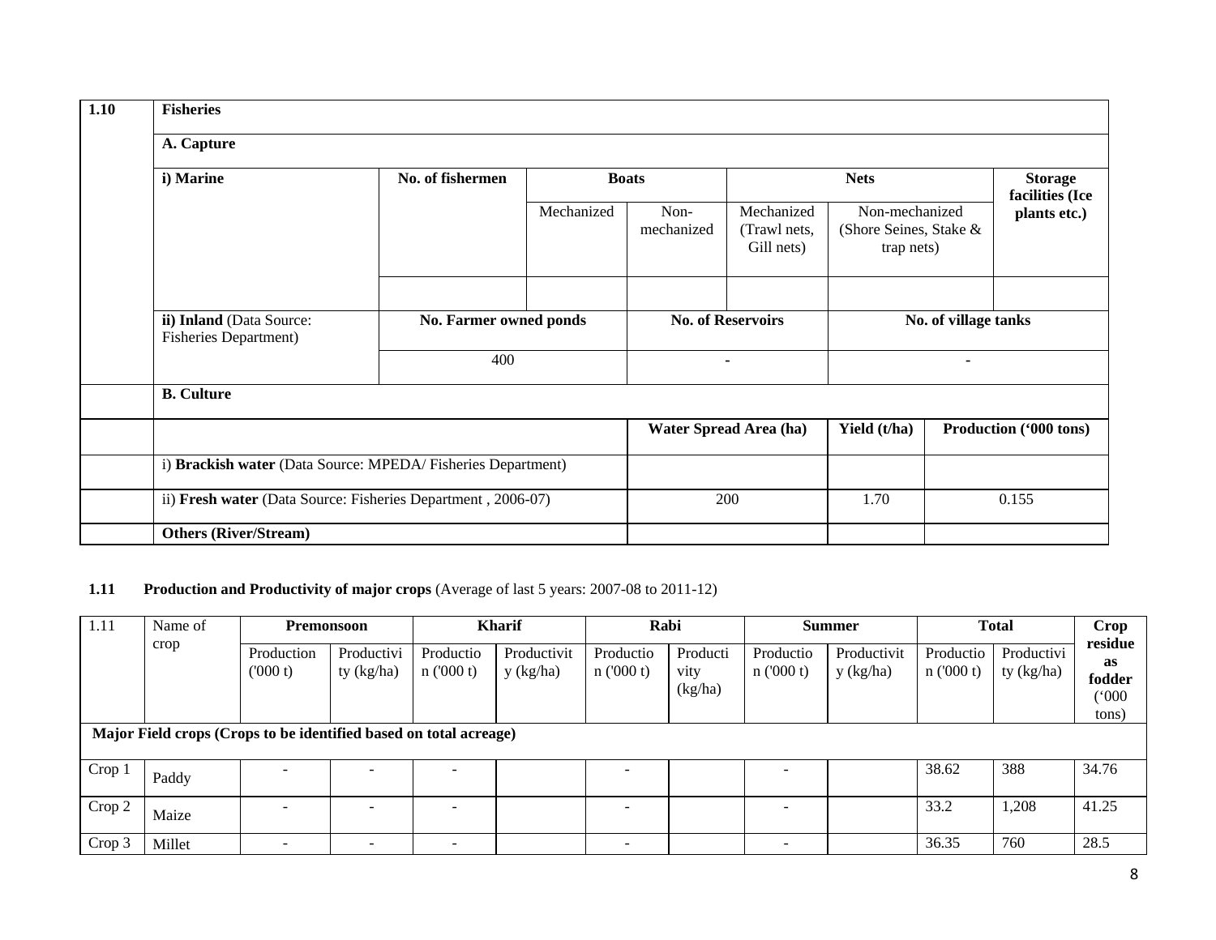| 1.10 | Fisheries | | | | | | |
|---|---|---|---|---|---|---|---|
| | **A. Capture** | | | | | | |
| | **i) Marine** | **No. of fishermen** | **Boats** | | **Nets** | | **Storage facilities (Ice plants etc.)** |
| | | | Mechanized | Non-mechanized | Mechanized (Trawl nets, Gill nets) | Non-mechanized (Shore Seines, Stake & trap nets) | |
| | | | | | | | |
| | **ii) Inland** (Data Source: Fisheries Department) | **No. Farmer owned ponds** | | **No. of Reservoirs** | | **No. of village tanks** | |
| | | 400 | | - | | - | |
| | **B. Culture** | | | | | | |
| | | | | **Water Spread Area (ha)** | | **Yield (t/ha)** | **Production ('000 tons)** |
| | i) **Brackish water** (Data Source: MPEDA/ Fisheries Department) | | | | | | |
| | ii) **Fresh water** (Data Source: Fisheries Department , 2006-07) | | | 200 | | 1.70 | 0.155 |
| | **Others (River/Stream)** | | | | | | |

**1.11 Production and Productivity of major crops** (Average of last 5 years: 2007-08 to 2011-12)

| 1.11 | Name of crop | Premonsoon | | Kharif | | Rabi | | Summer | | Total | | Crop residue as fodder ('000 tons) |
|---|---|---|---|---|---|---|---|---|---|---|---|---|
| | | Production ('000 t) | Productivity (kg/ha) | Production ('000 t) | Productivity (kg/ha) | Production ('000 t) | Productivity (kg/ha) | Production ('000 t) | Productivity (kg/ha) | Production ('000 t) | Productivity (kg/ha) | |
| **Major Field crops (Crops to be identified based on total acreage)** | | | | | | | | | | | | |
| Crop 1 | Paddy | - | - | - | | - | | - | | 38.62 | 388 | 34.76 |
| Crop 2 | Maize | - | - | - | | - | | - | | 33.2 | 1,208 | 41.25 |
| Crop 3 | Millet | - | - | - | | - | | - | | 36.35 | 760 | 28.5 |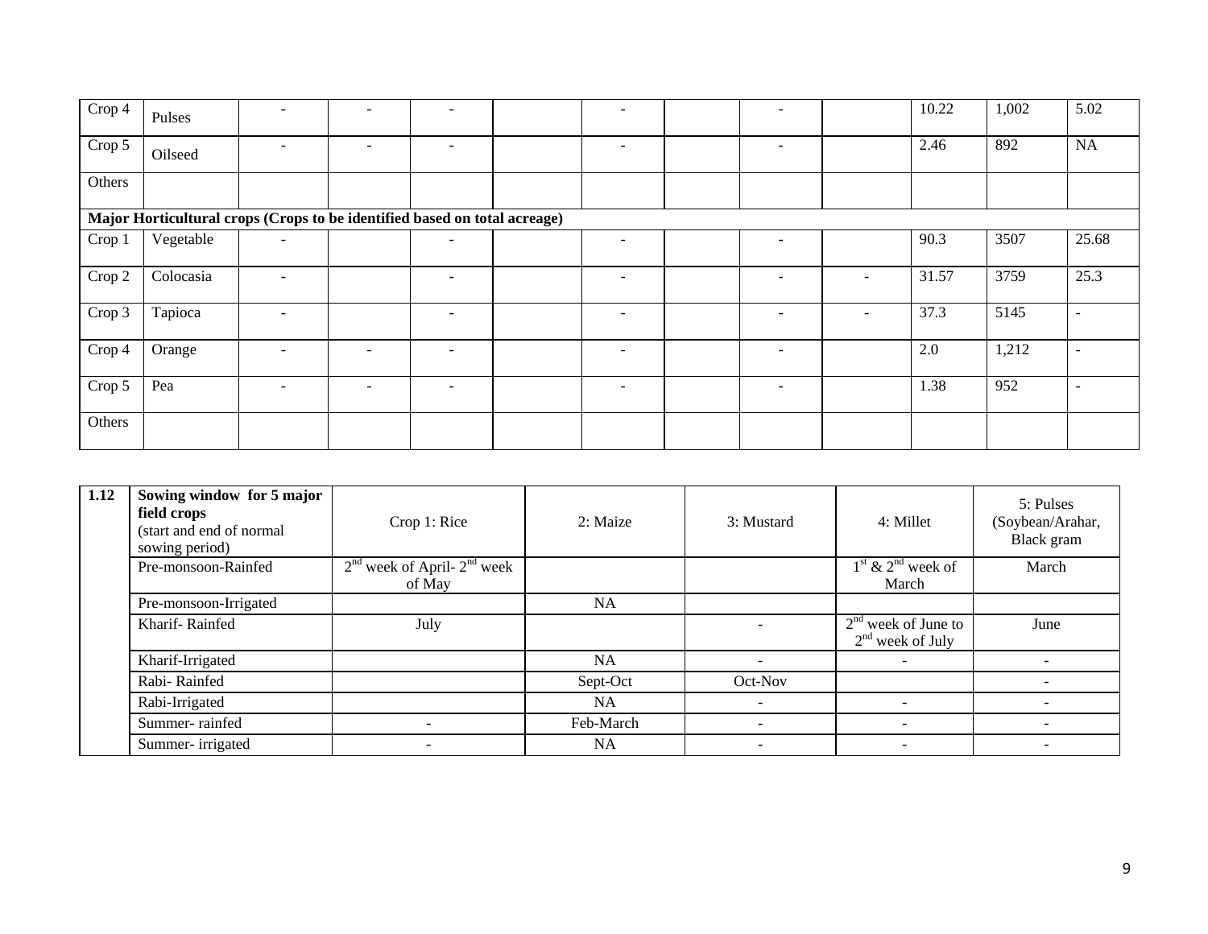| | | | | | | | | | | | | |
|---|---|---|---|---|---|---|---|---|---|---|---|---|
| Crop 4 | Pulses | - | - | - | | - | | - | | 10.22 | 1,002 | 5.02 |
| Crop 5 | Oilseed | - | - | - | | - | | - | | 2.46 | 892 | NA |
| Others | | | | | | | | | | | | |
| **Major Horticultural crops (Crops to be identified based on total acreage)** | | | | | | | | | | | | |
| Crop 1 | Vegetable | - | | - | | - | | - | | 90.3 | 3507 | 25.68 |
| Crop 2 | Colocasia | - | | - | | - | | - | - | 31.57 | 3759 | 25.3 |
| Crop 3 | Tapioca | - | | - | | - | | - | - | 37.3 | 5145 | - |
| Crop 4 | Orange | - | - | - | | - | | - | | 2.0 | 1,212 | - |
| Crop 5 | Pea | - | - | - | | - | | - | | 1.38 | 952 | - |
| Others | | | | | | | | | | | | |

| **1.12** | **Sowing window for 5 major field crops** (start and end of normal sowing period) | Crop 1: Rice | 2: Maize | 3: Mustard | 4: Millet | 5: Pulses (Soybean/Arahar, Black gram |
|---|---|---|---|---|---|---|
| | Pre-monsoon-Rainfed | 2nd week of April- 2nd week of May | | | 1st & 2nd week of March | March |
| | Pre-monsoon-Irrigated | | NA | | | |
| | Kharif- Rainfed | July | | - | 2nd week of June to 2nd week of July | June |
| | Kharif-Irrigated | | NA | - | - | - |
| | Rabi- Rainfed | | Sept-Oct | Oct-Nov | | - |
| | Rabi-Irrigated | | NA | - | - | - |
| | Summer- rainfed | - | Feb-March | - | - | - |
| | Summer- irrigated | - | NA | - | - | - |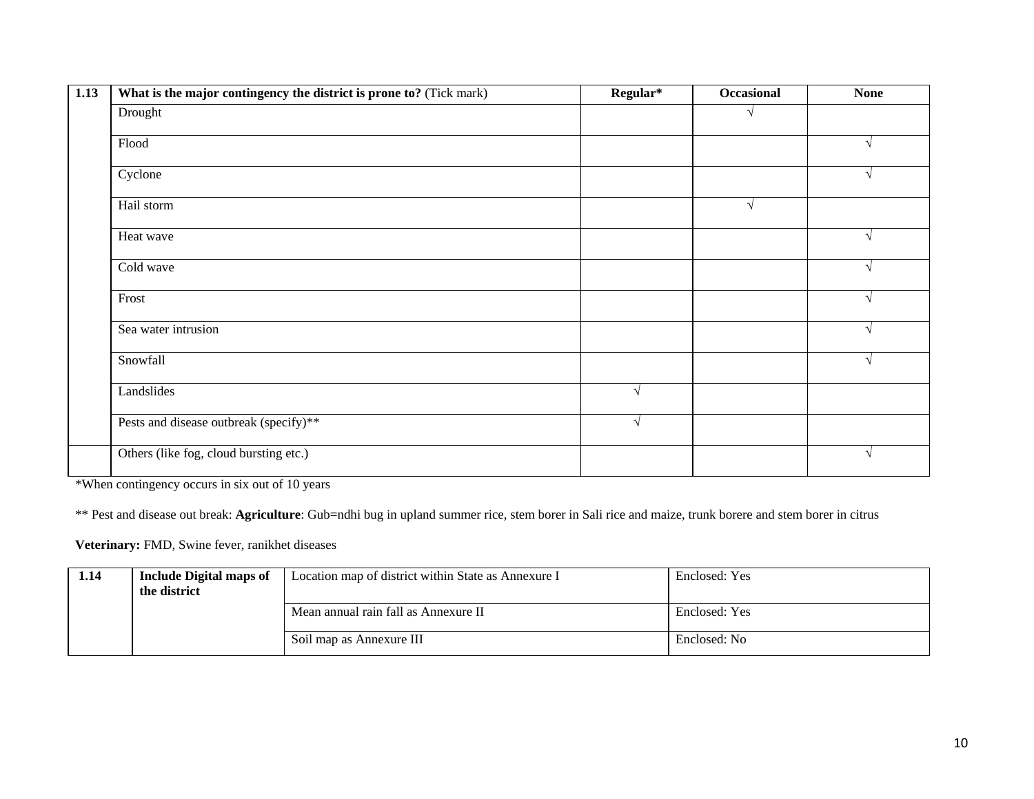| 1.13 | What is the major contingency the district is prone to? (Tick mark) | Regular* | Occasional | None |
|---|---|---|---|---|
| | Drought | | √ | |
| | Flood | | | √ |
| | Cyclone | | | √ |
| | Hail storm | | √ | |
| | Heat wave | | | √ |
| | Cold wave | | | √ |
| | Frost | | | √ |
| | Sea water intrusion | | | √ |
| | Snowfall | | | √ |
| | Landslides | √ | | |
| | Pests and disease outbreak (specify)** | √ | | |
| | Others (like fog, cloud bursting etc.) | | | √ |

*When contingency occurs in six out of 10 years

** Pest and disease out break: **Agriculture**: Gub=ndhi bug in upland summer rice, stem borer in Sali rice and maize, trunk borere and stem borer in citrus

**Veterinary:** FMD, Swine fever, ranikhet diseases

| 1.14 | Include Digital maps of the district | Location map of district within State as Annexure I | Enclosed: Yes |
|---|---|---|---|
| | | Mean annual rain fall as Annexure II | Enclosed: Yes |
| | | Soil map as Annexure III | Enclosed: No |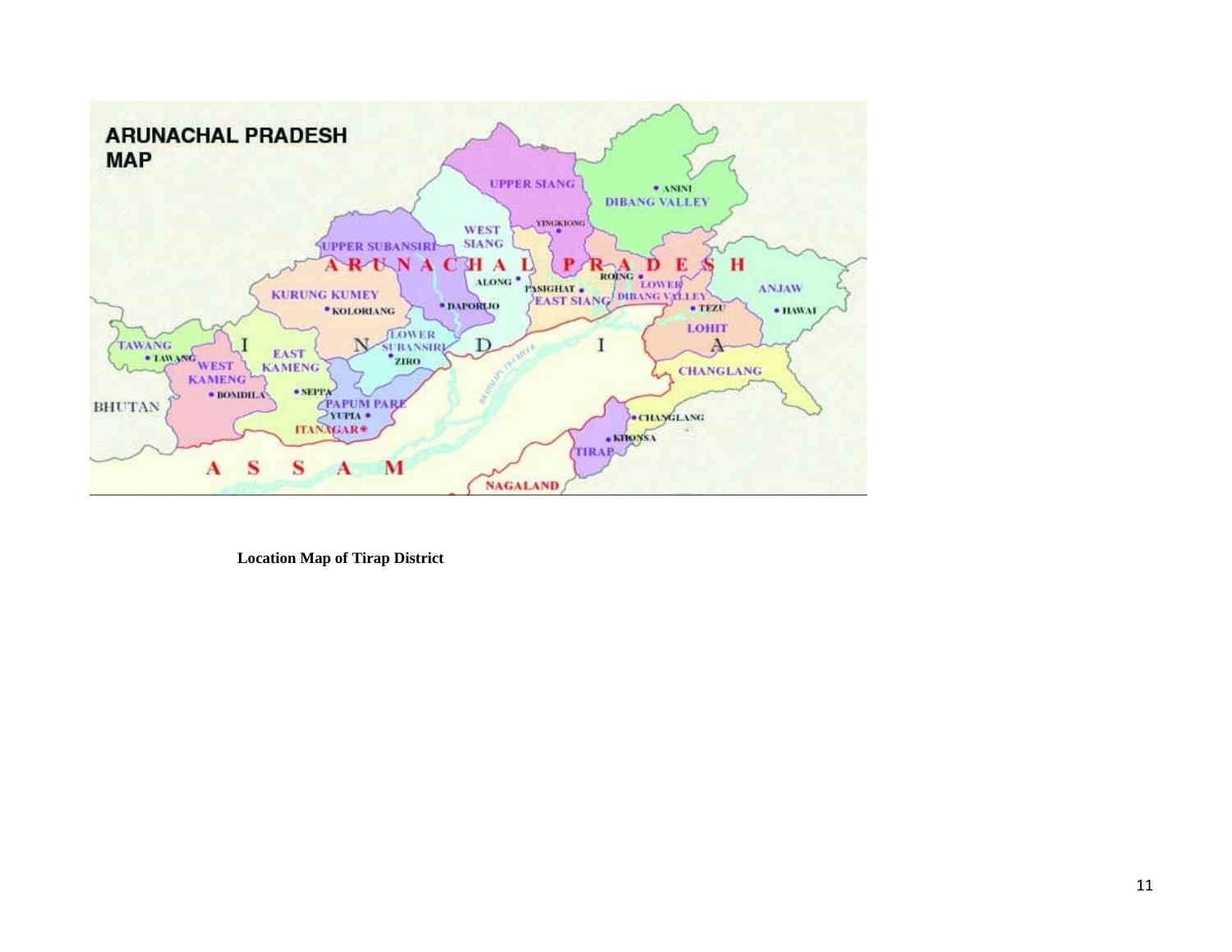**Location Map of Tirap District**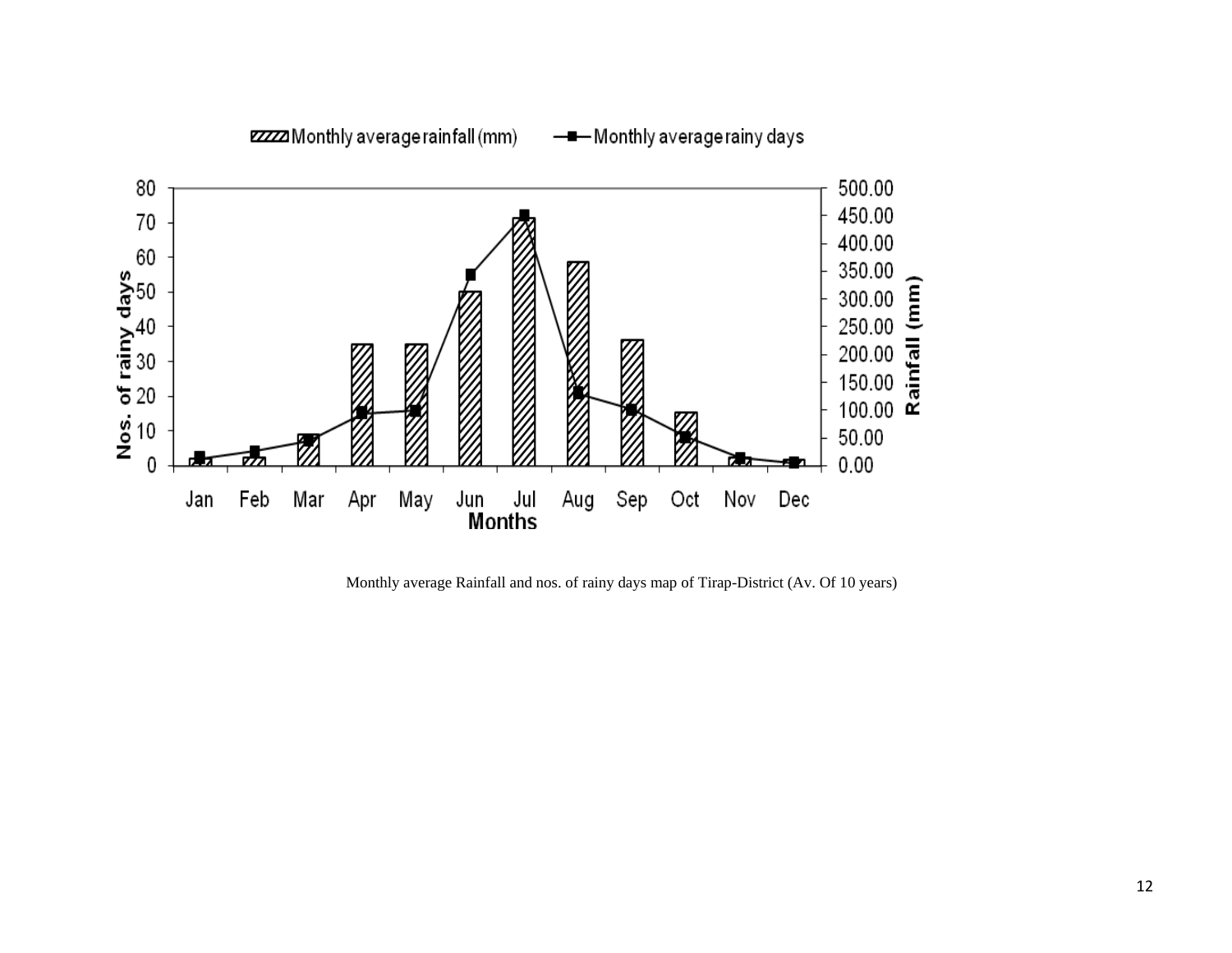Monthly average Rainfall and nos. of rainy days map of Tirap-District (Av. Of 10 years)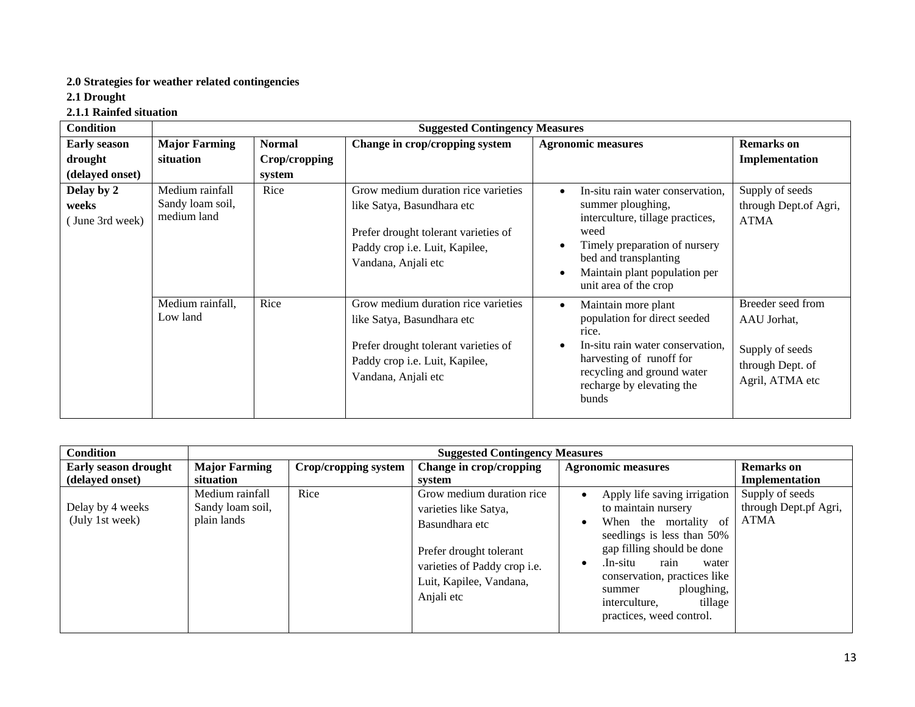**2.0 Strategies for weather related contingencies**

**2.1 Drought**

**2.1.1 Rainfed situation**

| Condition | Suggested Contingency Measures | | | | |
|---|---|---|---|---|---|
| **Early season drought (delayed onset)** | **Major Farming situation** | **Normal Crop/cropping system** | **Change in crop/cropping system** | **Agronomic measures** | **Remarks on Implementation** |
| **Delay by 2 weeks** ( June 3rd week) | Medium rainfall Sandy loam soil, medium land | Rice | Grow medium duration rice varieties like Satya, Basundhara etc<br><br>Prefer drought tolerant varieties of Paddy crop i.e. Luit, Kapilee, Vandana, Anjali etc | • In-situ rain water conservation, summer ploughing, interculture, tillage practices, weed<br>• Timely preparation of nursery bed and transplanting<br>• Maintain plant population per unit area of the crop | Supply of seeds through Dept.of Agri, ATMA |
| | Medium rainfall, Low land | Rice | Grow medium duration rice varieties like Satya, Basundhara etc<br><br>Prefer drought tolerant varieties of Paddy crop i.e. Luit, Kapilee, Vandana, Anjali etc | • Maintain more plant population for direct seeded rice.<br>• In-situ rain water conservation, harvesting of runoff for recycling and ground water recharge by elevating the bunds | Breeder seed from AAU Jorhat,<br><br>Supply of seeds through Dept. of Agril, ATMA etc |

| Condition | Suggested Contingency Measures | | | | |
|---|---|---|---|---|---|
| **Early season drought (delayed onset)** | **Major Farming situation** | **Crop/cropping system** | **Change in crop/cropping system** | **Agronomic measures** | **Remarks on Implementation** |
| Delay by 4 weeks (July 1st week) | Medium rainfall Sandy loam soil, plain lands | Rice | Grow medium duration rice varieties like Satya, Basundhara etc<br><br>Prefer drought tolerant varieties of Paddy crop i.e. Luit, Kapilee, Vandana, Anjali etc | • Apply life saving irrigation to maintain nursery<br>• When the mortality of seedlings is less than 50% gap filling should be done<br>• .In-situ rain water conservation, practices like summer ploughing, interculture, tillage practices, weed control. | Supply of seeds through Dept.pf Agri, ATMA |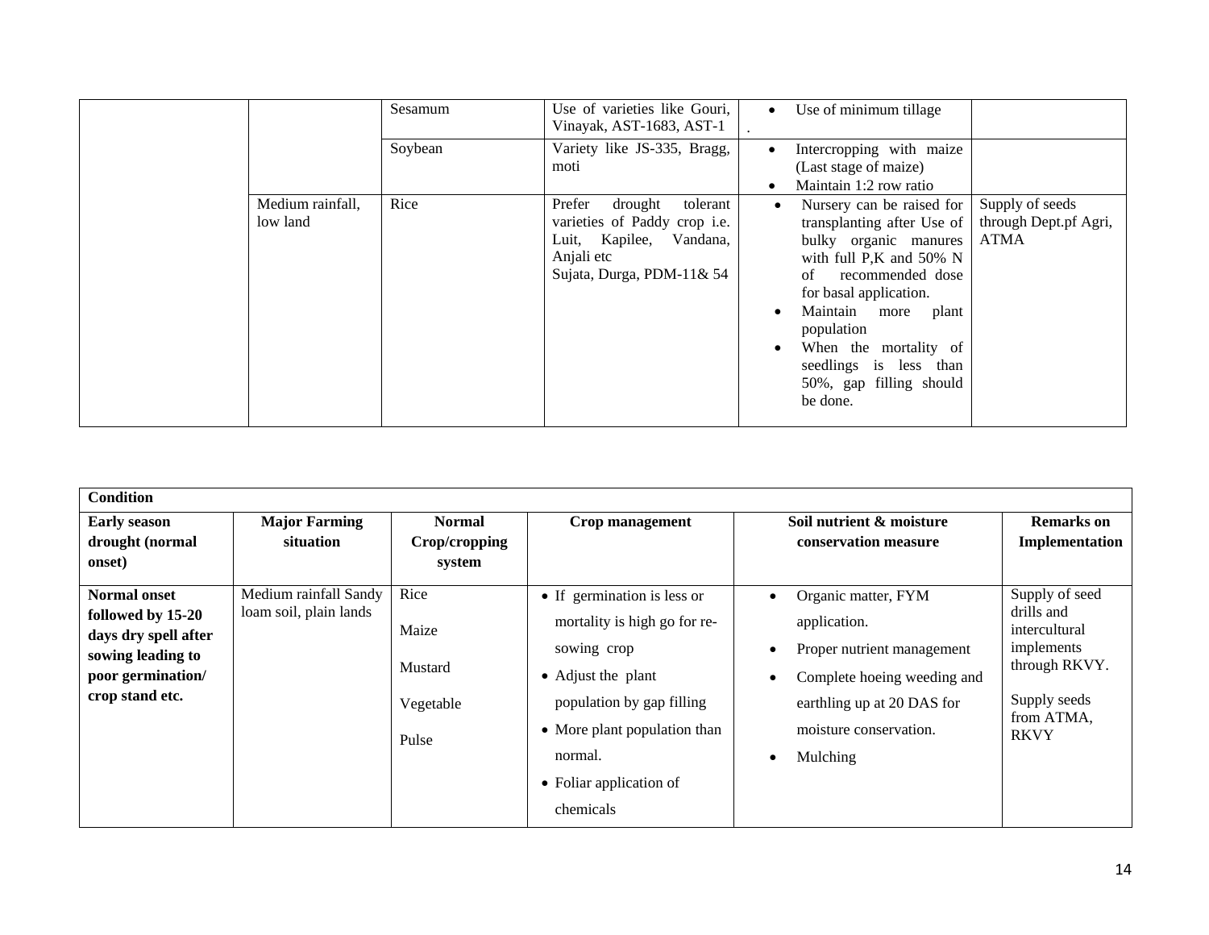| | | | | | |
|---|---|---|---|---|---|
| | | Sesamum | Use of varieties like Gouri, Vinayak, AST-1683, AST-1 | • Use of minimum tillage<br>. | |
| | | Soybean | Variety like JS-335, Bragg, moti | • Intercropping with maize (Last stage of maize)<br>• Maintain 1:2 row ratio | |
| | Medium rainfall, low land | Rice | Prefer drought tolerant varieties of Paddy crop i.e. Luit, Kapilee, Vandana, Anjali etc<br>Sujata, Durga, PDM-11& 54 | • Nursery can be raised for transplanting after Use of bulky organic manures with full P,K and 50% N of recommended dose for basal application.<br>• Maintain more plant population<br>• When the mortality of seedlings is less than 50%, gap filling should be done. | Supply of seeds through Dept.pf Agri, ATMA |

| **Condition** | | | | | |
|---|---|---|---|---|---|
| **Early season drought (normal onset)** | **Major Farming situation** | **Normal Crop/cropping system** | **Crop management** | **Soil nutrient & moisture conservation measure** | **Remarks on Implementation** |
| **Normal onset followed by 15-20 days dry spell after sowing leading to poor germination/ crop stand etc.** | Medium rainfall Sandy loam soil, plain lands | Rice<br>Maize<br>Mustard<br>Vegetable<br>Pulse | • If germination is less or mortality is high go for re-sowing crop<br>• Adjust the plant population by gap filling<br>• More plant population than normal.<br>• Foliar application of chemicals | • Organic matter, FYM application.<br>• Proper nutrient management<br>• Complete hoeing weeding and earthling up at 20 DAS for moisture conservation.<br>• Mulching | Supply of seed drills and intercultural implements through RKVY.<br><br>Supply seeds from ATMA, RKVY |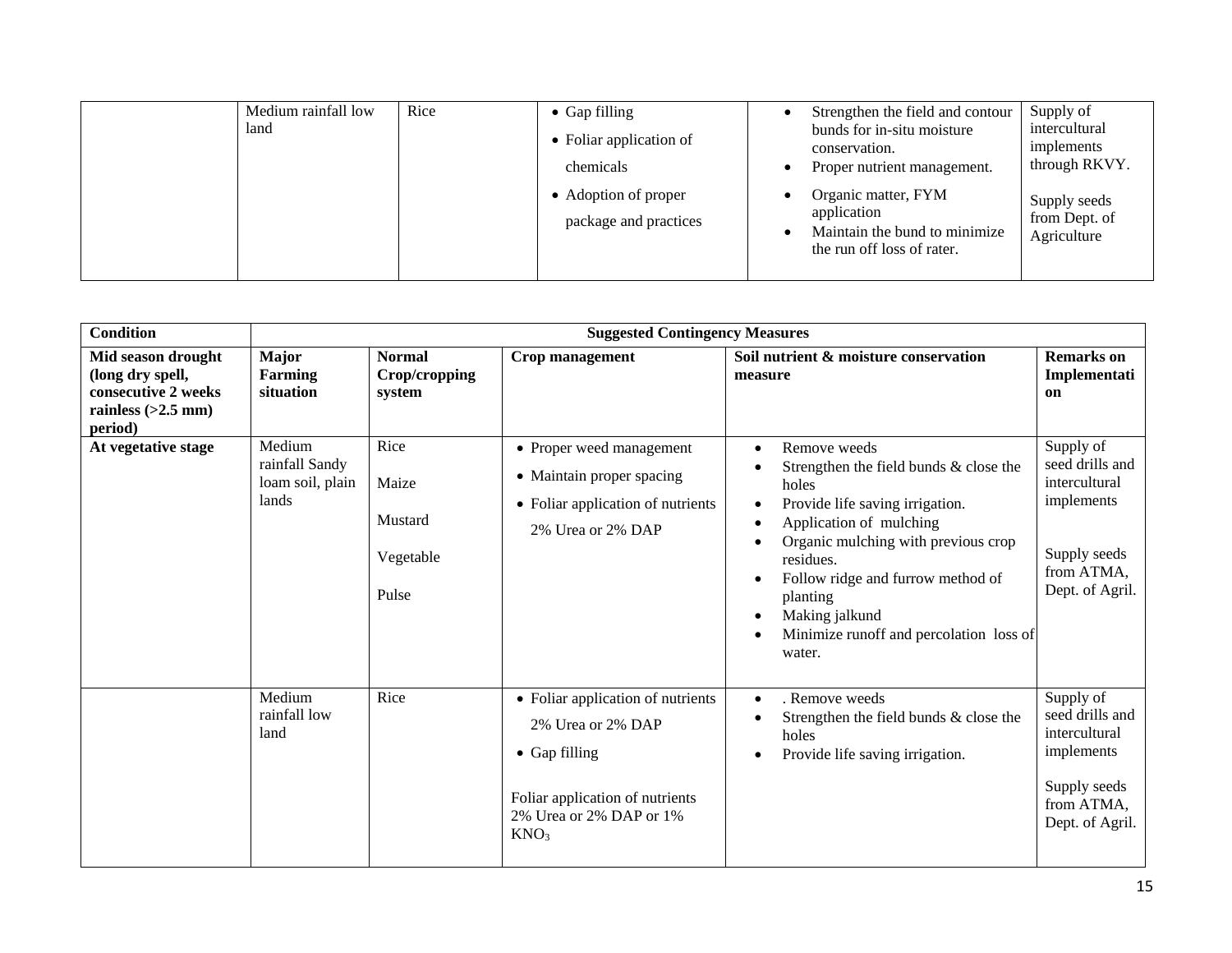| | Medium rainfall low land | Rice | • Gap filling<br>• Foliar application of chemicals<br>• Adoption of proper package and practices | • Strengthen the field and contour bunds for in-situ moisture conservation.<br>• Proper nutrient management.<br>• Organic matter, FYM application<br>• Maintain the bund to minimize the run off loss of rater. | Supply of intercultural implements through RKVY.<br><br>Supply seeds from Dept. of Agriculture |
|---|---|---|---|---|---|

| Condition | Suggested Contingency Measures | | | | |
|---|---|---|---|---|---|
| **Mid season drought (long dry spell, consecutive 2 weeks rainless (>2.5 mm) period)** | **Major Farming situation** | **Normal Crop/cropping system** | **Crop management** | **Soil nutrient & moisture conservation measure** | **Remarks on Implementation** |
| **At vegetative stage** | Medium rainfall Sandy loam soil, plain lands | Rice<br><br>Maize<br><br>Mustard<br><br>Vegetable<br><br>Pulse | • Proper weed management<br>• Maintain proper spacing<br>• Foliar application of nutrients 2% Urea or 2% DAP | • Remove weeds<br>• Strengthen the field bunds & close the holes<br>• Provide life saving irrigation.<br>• Application of mulching<br>• Organic mulching with previous crop residues.<br>• Follow ridge and furrow method of planting<br>• Making jalkund<br>• Minimize runoff and percolation loss of water. | Supply of seed drills and intercultural implements<br><br>Supply seeds from ATMA, Dept. of Agril. |
| | Medium rainfall low land | Rice | • Foliar application of nutrients 2% Urea or 2% DAP<br>• Gap filling<br><br>Foliar application of nutrients 2% Urea or 2% DAP or 1% $KNO_3$ | • . Remove weeds<br>• Strengthen the field bunds & close the holes<br>• Provide life saving irrigation. | Supply of seed drills and intercultural implements<br><br>Supply seeds from ATMA, Dept. of Agril. |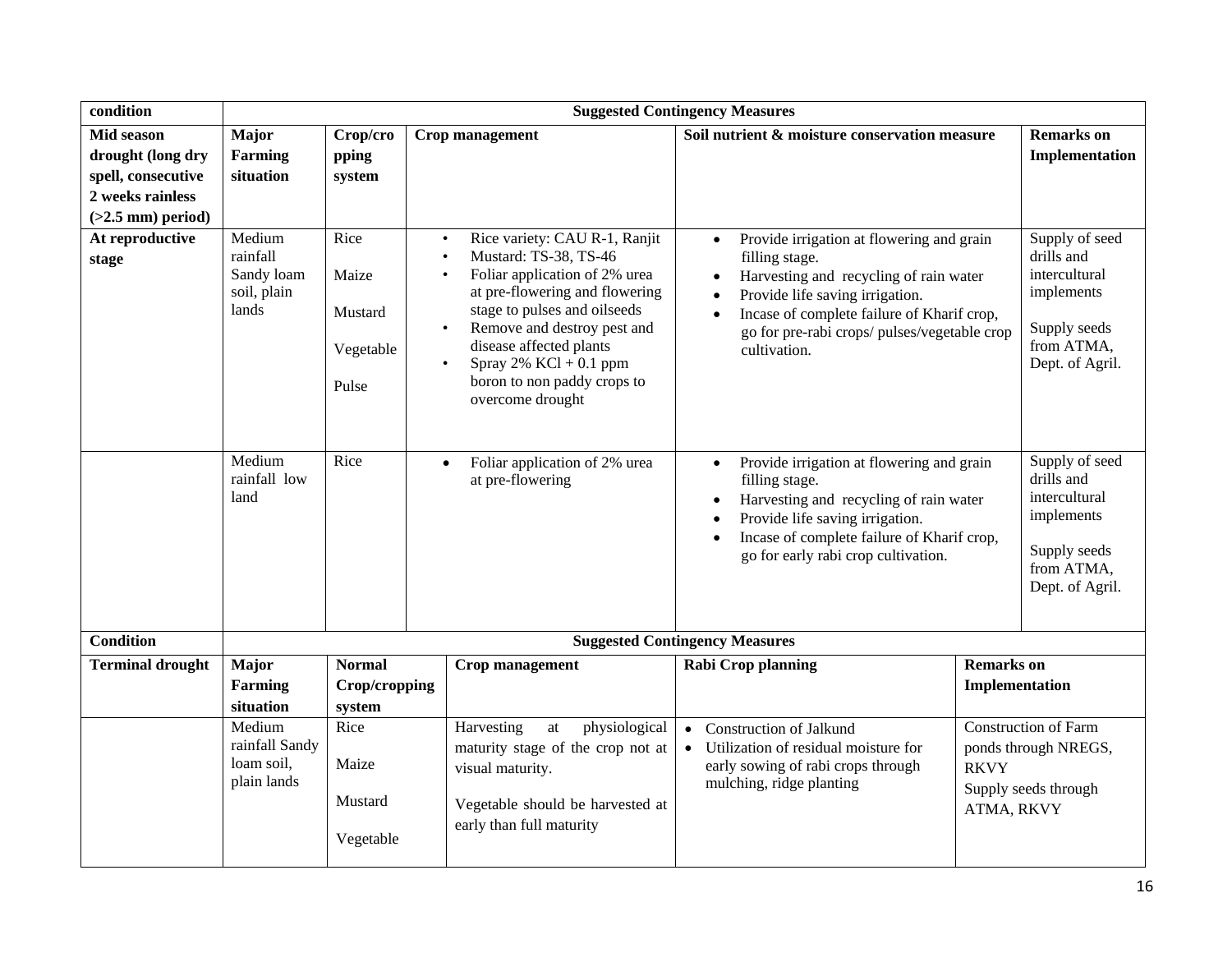| condition | Suggested Contingency Measures | | | | |
|---|---|---|---|---|---|
| **Mid season drought (long dry spell, consecutive 2 weeks rainless (>2.5 mm) period)** | **Major Farming situation** | **Crop/cropping system** | **Crop management** | **Soil nutrient & moisture conservation measure** | **Remarks on Implementation** |
| **At reproductive stage** | Medium rainfall Sandy loam soil, plain lands | Rice<br><br>Maize<br><br>Mustard<br><br>Vegetable<br><br>Pulse | • Rice variety: CAU R-1, Ranjit<br>• Mustard: TS-38, TS-46<br>• Foliar application of 2% urea at pre-flowering and flowering stage to pulses and oilseeds<br>• Remove and destroy pest and disease affected plants<br>• Spray 2% KCl + 0.1 ppm boron to non paddy crops to overcome drought | • Provide irrigation at flowering and grain filling stage.<br>• Harvesting and recycling of rain water<br>• Provide life saving irrigation.<br>• Incase of complete failure of Kharif crop, go for pre-rabi crops/ pulses/vegetable crop cultivation. | Supply of seed drills and intercultural implements<br><br>Supply seeds from ATMA, Dept. of Agril. |
| | Medium rainfall low land | Rice | • Foliar application of 2% urea at pre-flowering | • Provide irrigation at flowering and grain filling stage.<br>• Harvesting and recycling of rain water<br>• Provide life saving irrigation.<br>• Incase of complete failure of Kharif crop, go for early rabi crop cultivation. | Supply of seed drills and intercultural implements<br><br>Supply seeds from ATMA, Dept. of Agril. |

| Condition | Suggested Contingency Measures | | | | |
|---|---|---|---|---|---|
| **Terminal drought** | **Major Farming situation** | **Normal Crop/cropping system** | **Crop management** | **Rabi Crop planning** | **Remarks on Implementation** |
| | Medium rainfall Sandy loam soil, plain lands | Rice<br><br>Maize<br><br>Mustard<br><br>Vegetable | Harvesting at physiological maturity stage of the crop not at visual maturity.<br><br>Vegetable should be harvested at early than full maturity | • Construction of Jalkund<br>• Utilization of residual moisture for early sowing of rabi crops through mulching, ridge planting | Construction of Farm ponds through NREGS, RKVY<br>Supply seeds through ATMA, RKVY |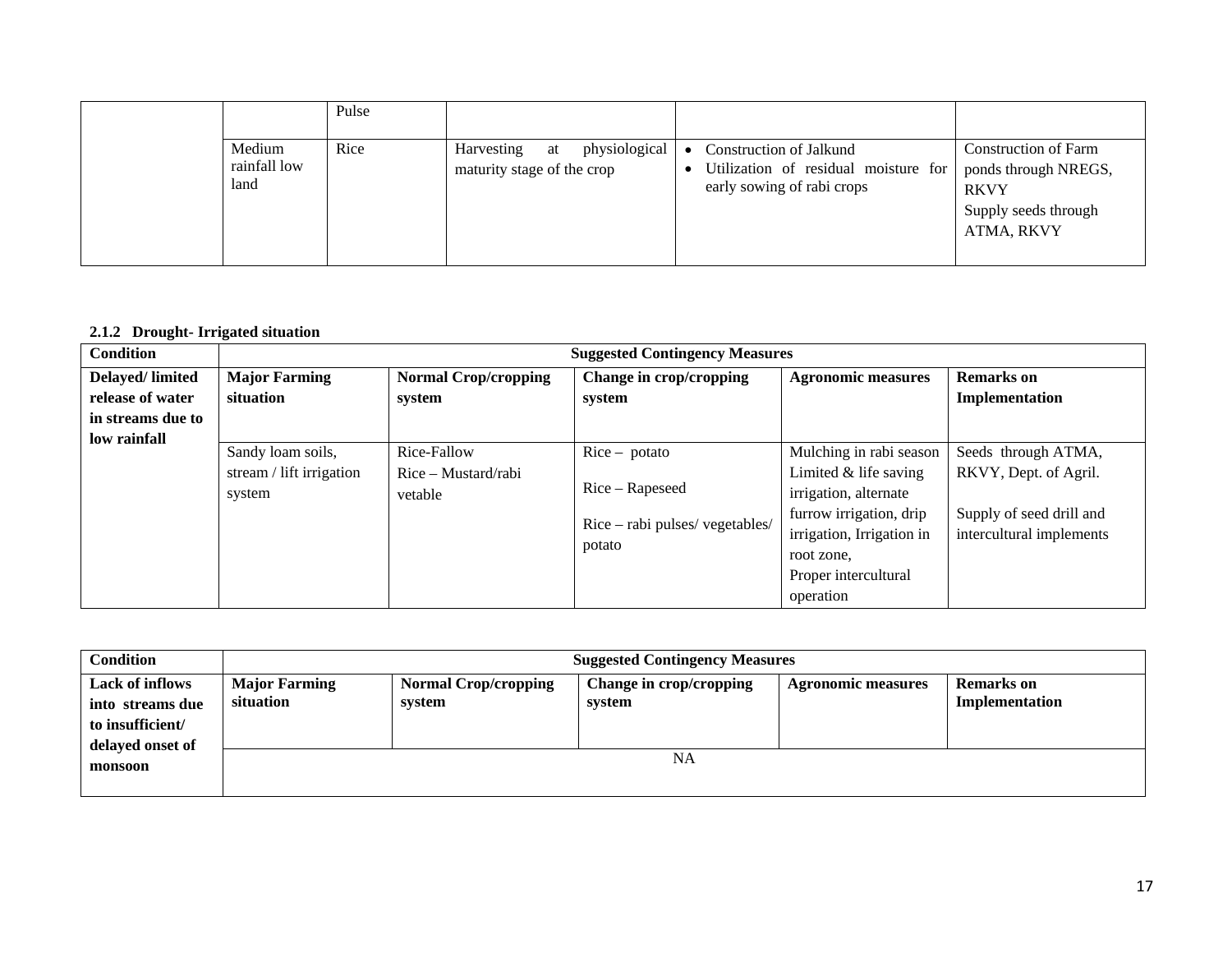| | | | | | |
|---|---|---|---|---|---|
| | | Pulse | | | |
| | Medium rainfall low land | Rice | Harvesting at physiological maturity stage of the crop | • Construction of Jalkund<br>• Utilization of residual moisture for early sowing of rabi crops | Construction of Farm ponds through NREGS, RKVY<br>Supply seeds through ATMA, RKVY |

**2.1.2 Drought- Irrigated situation**

| Condition | Suggested Contingency Measures | | | | |
|---|---|---|---|---|---|
| | **Major Farming situation** | **Normal Crop/cropping system** | **Change in crop/cropping system** | **Agronomic measures** | **Remarks on Implementation** |
| **Delayed/ limited release of water in streams due to low rainfall** | Sandy loam soils, stream / lift irrigation system | Rice-Fallow<br>Rice – Mustard/rabi vetable | Rice – potato<br>Rice – Rapeseed<br>Rice – rabi pulses/ vegetables/ potato | Mulching in rabi season Limited & life saving irrigation, alternate furrow irrigation, drip irrigation, Irrigation in root zone,<br>Proper intercultural operation | Seeds through ATMA, RKVY, Dept. of Agril.<br>Supply of seed drill and intercultural implements |

| Condition | Suggested Contingency Measures | | | | |
|---|---|---|---|---|---|
| | **Major Farming situation** | **Normal Crop/cropping system** | **Change in crop/cropping system** | **Agronomic measures** | **Remarks on Implementation** |
| **Lack of inflows into streams due to insufficient/ delayed onset of monsoon** | NA | | | | |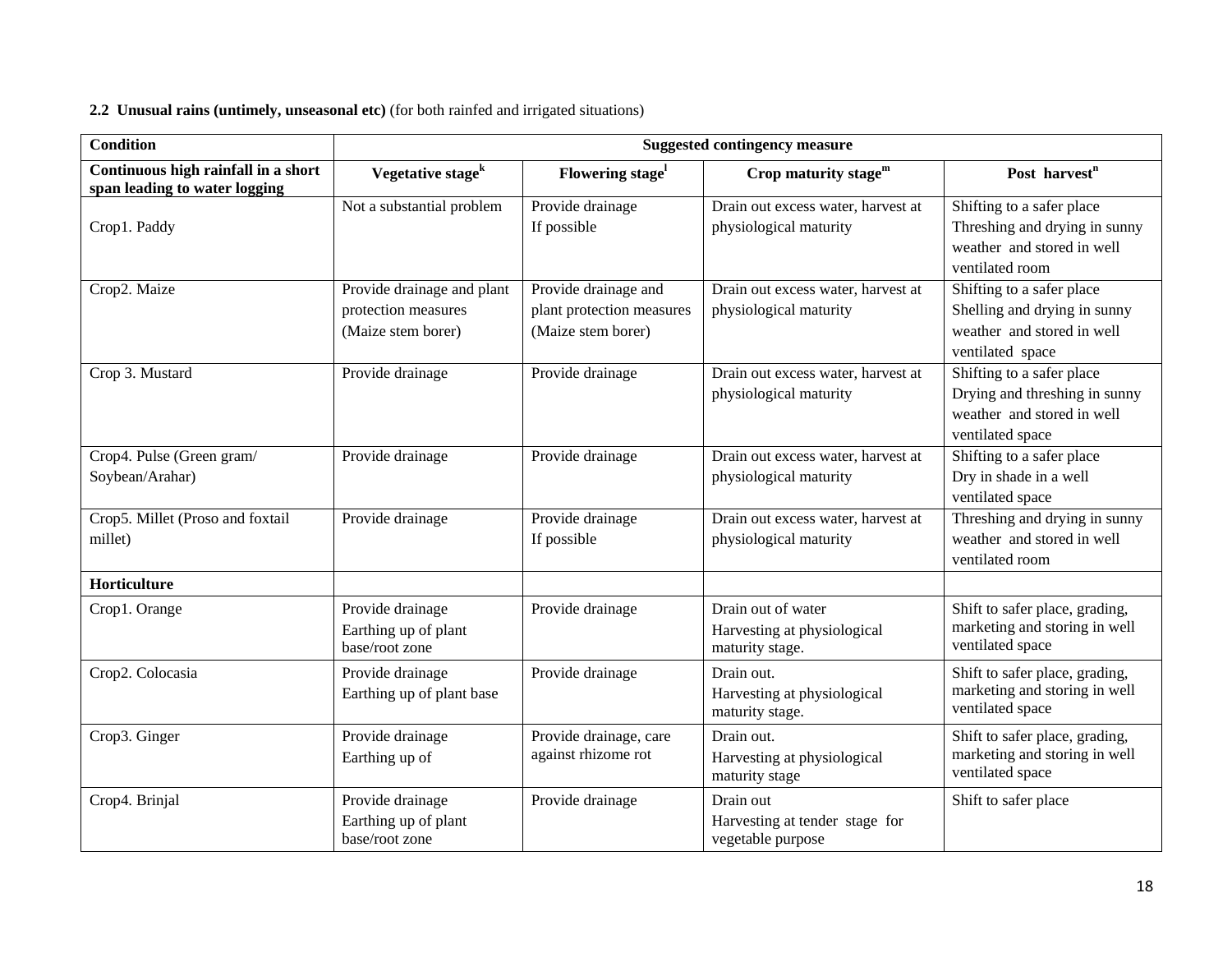**2.2 Unusual rains (untimely, unseasonal etc)** (for both rainfed and irrigated situations)

| **Condition** | **Suggested contingency measure** | | | |
|---|---|---|---|---|
| **Continuous high rainfall in a short span leading to water logging** | **Vegetative stage[k]** | **Flowering stage[l]** | **Crop maturity stage[m]** | **Post harvest[n]** |
| Crop1. Paddy | Not a substantial problem | Provide drainage If possible | Drain out excess water, harvest at physiological maturity | Shifting to a safer place Threshing and drying in sunny weather and stored in well ventilated room |
| Crop2. Maize | Provide drainage and plant protection measures (Maize stem borer) | Provide drainage and plant protection measures (Maize stem borer) | Drain out excess water, harvest at physiological maturity | Shifting to a safer place Shelling and drying in sunny weather and stored in well ventilated space |
| Crop 3. Mustard | Provide drainage | Provide drainage | Drain out excess water, harvest at physiological maturity | Shifting to a safer place Drying and threshing in sunny weather and stored in well ventilated space |
| Crop4. Pulse (Green gram/ Soybean/Arahar) | Provide drainage | Provide drainage | Drain out excess water, harvest at physiological maturity | Shifting to a safer place Dry in shade in a well ventilated space |
| Crop5. Millet (Proso and foxtail millet) | Provide drainage | Provide drainage If possible | Drain out excess water, harvest at physiological maturity | Threshing and drying in sunny weather and stored in well ventilated room |
| **Horticulture** | | | | |
| Crop1. Orange | Provide drainage Earthing up of plant base/root zone | Provide drainage | Drain out of water Harvesting at physiological maturity stage. | Shift to safer place, grading, marketing and storing in well ventilated space |
| Crop2. Colocasia | Provide drainage Earthing up of plant base | Provide drainage | Drain out. Harvesting at physiological maturity stage. | Shift to safer place, grading, marketing and storing in well ventilated space |
| Crop3. Ginger | Provide drainage Earthing up of | Provide drainage, care against rhizome rot | Drain out. Harvesting at physiological maturity stage | Shift to safer place, grading, marketing and storing in well ventilated space |
| Crop4. Brinjal | Provide drainage Earthing up of plant base/root zone | Provide drainage | Drain out Harvesting at tender stage for vegetable purpose | Shift to safer place |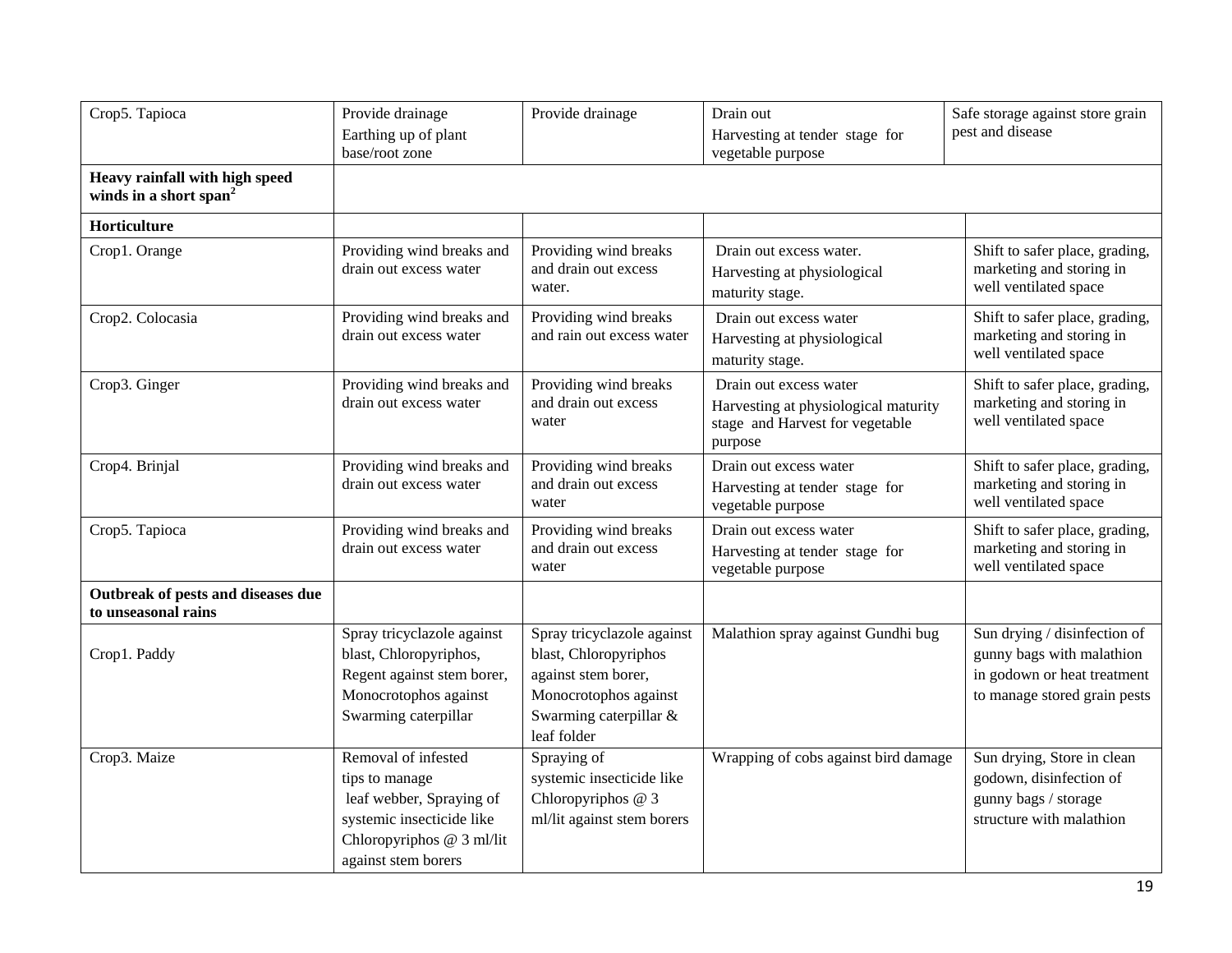| Crop5. Tapioca | Provide drainage Earthing up of plant base/root zone | Provide drainage | Drain out Harvesting at tender stage for vegetable purpose | Safe storage against store grain pest and disease |
|---|---|---|---|---|
| **Heavy rainfall with high speed winds in a short span**[2] | | | | |
| **Horticulture** | | | | |
| Crop1. Orange | Providing wind breaks and drain out excess water | Providing wind breaks and drain out excess water. | Drain out excess water. Harvesting at physiological maturity stage. | Shift to safer place, grading, marketing and storing in well ventilated space |
| Crop2. Colocasia | Providing wind breaks and drain out excess water | Providing wind breaks and rain out excess water | Drain out excess water Harvesting at physiological maturity stage. | Shift to safer place, grading, marketing and storing in well ventilated space |
| Crop3. Ginger | Providing wind breaks and drain out excess water | Providing wind breaks and drain out excess water | Drain out excess water Harvesting at physiological maturity stage and Harvest for vegetable purpose | Shift to safer place, grading, marketing and storing in well ventilated space |
| Crop4. Brinjal | Providing wind breaks and drain out excess water | Providing wind breaks and drain out excess water | Drain out excess water Harvesting at tender stage for vegetable purpose | Shift to safer place, grading, marketing and storing in well ventilated space |
| Crop5. Tapioca | Providing wind breaks and drain out excess water | Providing wind breaks and drain out excess water | Drain out excess water Harvesting at tender stage for vegetable purpose | Shift to safer place, grading, marketing and storing in well ventilated space |
| **Outbreak of pests and diseases due to unseasonal rains** | | | | |
| Crop1. Paddy | Spray tricyclazole against blast, Chloropyriphos, Regent against stem borer, Monocrotophos against Swarming caterpillar | Spray tricyclazole against blast, Chloropyriphos against stem borer, Monocrotophos against Swarming caterpillar & leaf folder | Malathion spray against Gundhi bug | Sun drying / disinfection of gunny bags with malathion in godown or heat treatment to manage stored grain pests |
| Crop3. Maize | Removal of infested tips to manage leaf webber, Spraying of systemic insecticide like Chloropyriphos @ 3 ml/lit against stem borers | Spraying of systemic insecticide like Chloropyriphos @ 3 ml/lit against stem borers | Wrapping of cobs against bird damage | Sun drying, Store in clean godown, disinfection of gunny bags / storage structure with malathion |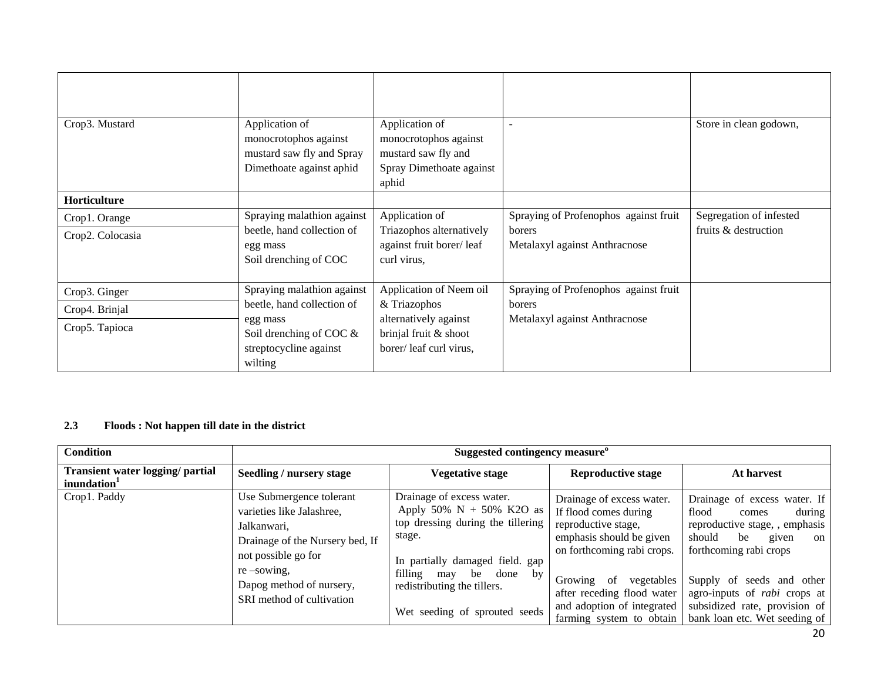| | | | | |
|---|---|---|---|---|
| | | | | |
| Crop3. Mustard | Application of monocrotophos against mustard saw fly and Spray Dimethoate against aphid | Application of monocrotophos against mustard saw fly and Spray Dimethoate against aphid | - | Store in clean godown, |
| **Horticulture** | | | | |
| Crop1. Orange<br>Crop2. Colocasia | Spraying malathion against beetle, hand collection of egg mass<br>Soil drenching of COC | Application of Triazophos alternatively against fruit borer/ leaf curl virus, | Spraying of Profenophos against fruit borers<br>Metalaxyl against Anthracnose | Segregation of infested fruits & destruction |
| Crop3. Ginger<br>Crop4. Brinjal<br>Crop5. Tapioca | Spraying malathion against beetle, hand collection of egg mass<br>Soil drenching of COC & streptocycline against wilting | Application of Neem oil & Triazophos alternatively against brinjal fruit & shoot borer/ leaf curl virus, | Spraying of Profenophos against fruit borers<br>Metalaxyl against Anthracnose | |

### 2.3 Floods : Not happen till date in the district

| Condition | Suggested contingency measure[o] | | | |
|---|---|---|---|---|
| **Transient water logging/ partial inundation[1]** | **Seedling / nursery stage** | **Vegetative stage** | **Reproductive stage** | **At harvest** |
| Crop1. Paddy | Use Submergence tolerant varieties like Jalashree, Jalkanwari,<br>Drainage of the Nursery bed, If not possible go for re –sowing,<br>Dapog method of nursery,<br>SRI method of cultivation | Drainage of excess water.<br>Apply 50% N + 50% K2O as top dressing during the tillering stage.<br><br>In partially damaged field. gap filling may be done by redistributing the tillers.<br><br>Wet seeding of sprouted seeds | Drainage of excess water.<br>If flood comes during reproductive stage, emphasis should be given on forthcoming rabi crops.<br><br>Growing of vegetables after receding flood water and adoption of integrated farming system to obtain | Drainage of excess water. If flood comes during reproductive stage, , emphasis should be given on forthcoming rabi crops<br><br>Supply of seeds and other agro-inputs of *rabi* crops at subsidized rate, provision of bank loan etc. Wet seeding of |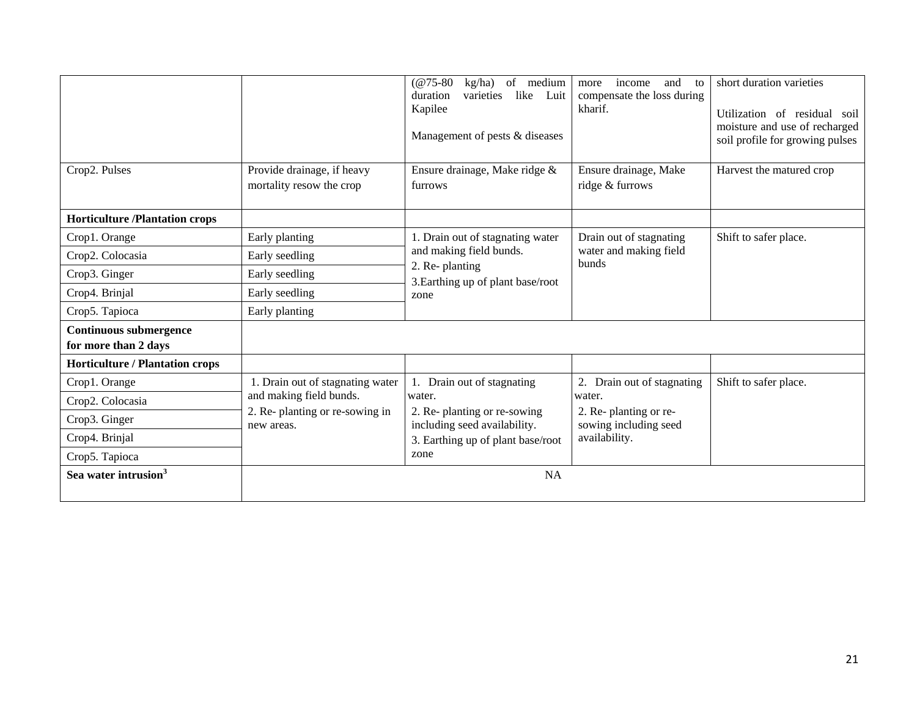| | | | | |
|---|---|---|---|---|
| | | (@75-80 kg/ha) of medium duration varieties like Luit Kapilee<br><br>Management of pests & diseases | more income and to compensate the loss during kharif. | short duration varieties<br><br>Utilization of residual soil moisture and use of recharged soil profile for growing pulses |
| Crop2. Pulses | Provide drainage, if heavy mortality resow the crop | Ensure drainage, Make ridge & furrows | Ensure drainage, Make ridge & furrows | Harvest the matured crop |
| **Horticulture /Plantation crops** | | | | |
| Crop1. Orange | Early planting | 1. Drain out of stagnating water and making field bunds.<br>2. Re- planting<br>3.Earthing up of plant base/root zone | Drain out of stagnating water and making field bunds | Shift to safer place. |
| Crop2. Colocasia | Early seedling | | | |
| Crop3. Ginger | Early seedling | | | |
| Crop4. Brinjal | Early seedling | | | |
| Crop5. Tapioca | Early planting | | | |
| **Continuous submergence for more than 2 days** | | | | |
| **Horticulture / Plantation crops** | | | | |
| Crop1. Orange | 1. Drain out of stagnating water and making field bunds.<br>2. Re- planting or re-sowing in new areas. | 1. Drain out of stagnating water.<br>2. Re- planting or re-sowing including seed availability.<br>3. Earthing up of plant base/root zone | 2. Drain out of stagnating water.<br>2. Re- planting or re-sowing including seed availability. | Shift to safer place. |
| Crop2. Colocasia | | | | |
| Crop3. Ginger | | | | |
| Crop4. Brinjal | | | | |
| Crop5. Tapioca | | | | |
| **Sea water intrusion[3]** | NA | | | |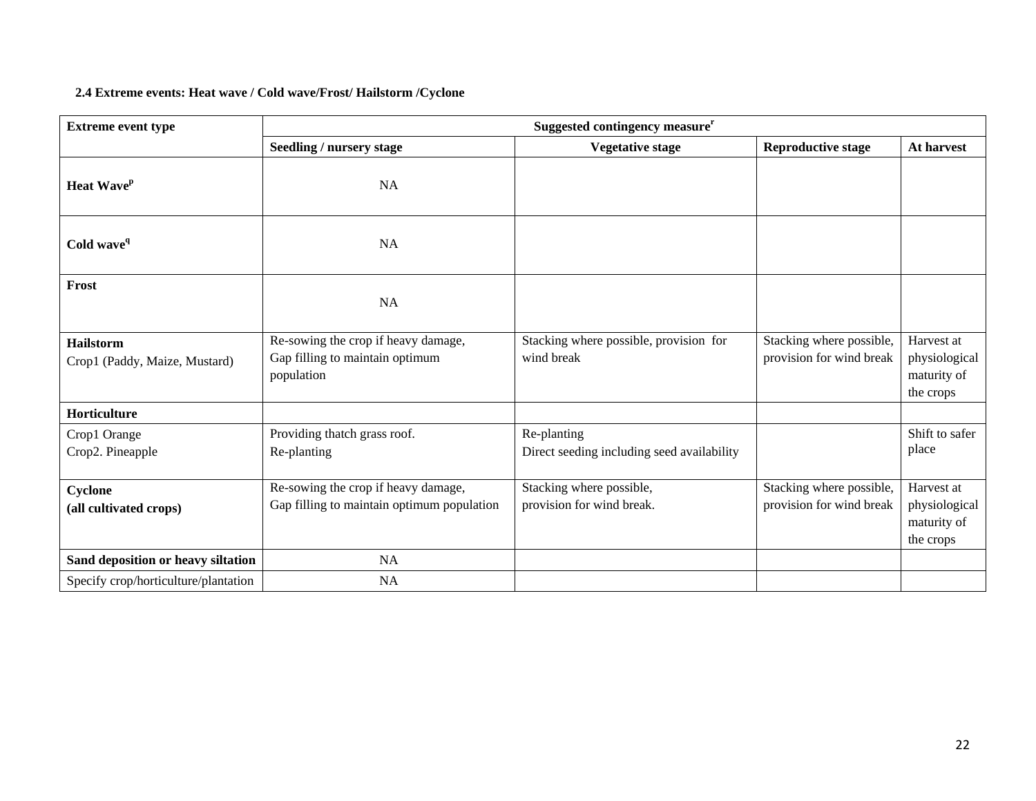**2.4 Extreme events: Heat wave / Cold wave/Frost/ Hailstorm /Cyclone**

| Extreme event type | Suggested contingency measure[r] | | | |
|---|---|---|---|---|
| | **Seedling / nursery stage** | **Vegetative stage** | **Reproductive stage** | **At harvest** |
| **Heat Wave[p]** | NA | | | |
| **Cold wave[q]** | NA | | | |
| **Frost** | NA | | | |
| **Hailstorm** Crop1 (Paddy, Maize, Mustard) | Re-sowing the crop if heavy damage, Gap filling to maintain optimum population | Stacking where possible, provision for wind break | Stacking where possible, provision for wind break | Harvest at physiological maturity of the crops |
| **Horticulture** | | | | |
| Crop1 Orange<br>Crop2. Pineapple | Providing thatch grass roof.<br>Re-planting | Re-planting<br>Direct seeding including seed availability | | Shift to safer place |
| **Cyclone (all cultivated crops)** | Re-sowing the crop if heavy damage, Gap filling to maintain optimum population | Stacking where possible, provision for wind break. | Stacking where possible, provision for wind break | Harvest at physiological maturity of the crops |
| **Sand deposition or heavy siltation** | NA | | | |
| Specify crop/horticulture/plantation | NA | | | |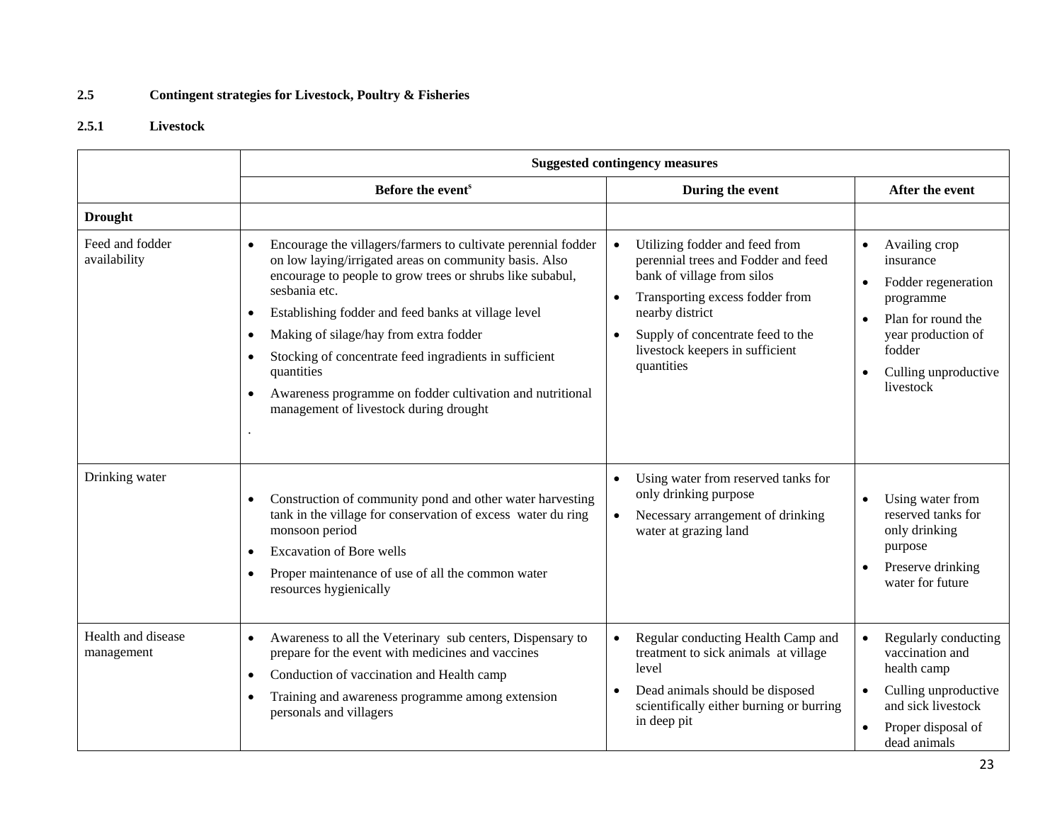### 2.5 Contingent strategies for Livestock, Poultry & Fisheries

### 2.5.1 Livestock

| | Suggested contingency measures | | |
|---|---|---|---|
| | Before the event[s] | During the event | After the event |
| **Drought** | | | |
| Feed and fodder availability | • Encourage the villagers/farmers to cultivate perennial fodder on low laying/irrigated areas on community basis. Also encourage to people to grow trees or shrubs like subabul, sesbania etc.<br>• Establishing fodder and feed banks at village level<br>• Making of silage/hay from extra fodder<br>• Stocking of concentrate feed ingradients in sufficient quantities<br>• Awareness programme on fodder cultivation and nutritional management of livestock during drought<br>. | • Utilizing fodder and feed from perennial trees and Fodder and feed bank of village from silos<br>• Transporting excess fodder from nearby district<br>• Supply of concentrate feed to the livestock keepers in sufficient quantities | • Availing crop insurance<br>• Fodder regeneration programme<br>• Plan for round the year production of fodder<br>• Culling unproductive livestock |
| Drinking water | • Construction of community pond and other water harvesting tank in the village for conservation of excess water du ring monsoon period<br>• Excavation of Bore wells<br>• Proper maintenance of use of all the common water resources hygienically | • Using water from reserved tanks for only drinking purpose<br>• Necessary arrangement of drinking water at grazing land | • Using water from reserved tanks for only drinking purpose<br>• Preserve drinking water for future |
| Health and disease management | • Awareness to all the Veterinary sub centers, Dispensary to prepare for the event with medicines and vaccines<br>• Conduction of vaccination and Health camp<br>• Training and awareness programme among extension personals and villagers | • Regular conducting Health Camp and treatment to sick animals at village level<br>• Dead animals should be disposed scientifically either burning or burring in deep pit | • Regularly conducting vaccination and health camp<br>• Culling unproductive and sick livestock<br>• Proper disposal of dead animals |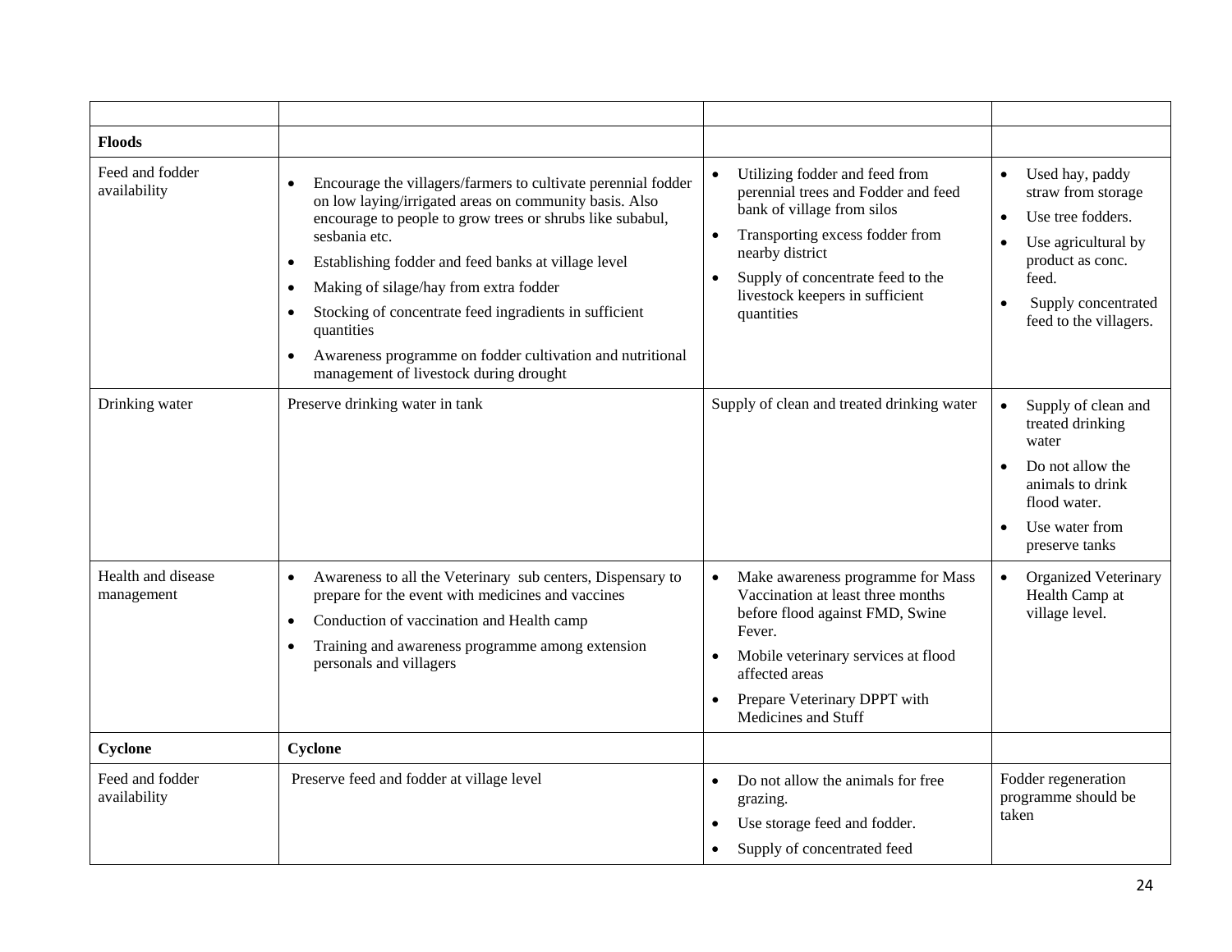| | | | |
|---|---|---|---|
| **Floods** | | | |
| Feed and fodder availability | • Encourage the villagers/farmers to cultivate perennial fodder on low laying/irrigated areas on community basis. Also encourage to people to grow trees or shrubs like subabul, sesbania etc.<br>• Establishing fodder and feed banks at village level<br>• Making of silage/hay from extra fodder<br>• Stocking of concentrate feed ingradients in sufficient quantities<br>• Awareness programme on fodder cultivation and nutritional management of livestock during drought | • Utilizing fodder and feed from perennial trees and Fodder and feed bank of village from silos<br>• Transporting excess fodder from nearby district<br>• Supply of concentrate feed to the livestock keepers in sufficient quantities | • Used hay, paddy straw from storage<br>• Use tree fodders.<br>• Use agricultural by product as conc. feed.<br>• Supply concentrated feed to the villagers. |
| Drinking water | Preserve drinking water in tank | Supply of clean and treated drinking water | • Supply of clean and treated drinking water<br>• Do not allow the animals to drink flood water.<br>• Use water from preserve tanks |
| Health and disease management | • Awareness to all the Veterinary sub centers, Dispensary to prepare for the event with medicines and vaccines<br>• Conduction of vaccination and Health camp<br>• Training and awareness programme among extension personals and villagers | • Make awareness programme for Mass Vaccination at least three months before flood against FMD, Swine Fever.<br>• Mobile veterinary services at flood affected areas<br>• Prepare Veterinary DPPT with Medicines and Stuff | • Organized Veterinary Health Camp at village level. |
| **Cyclone** | **Cyclone** | | |
| Feed and fodder availability | Preserve feed and fodder at village level | • Do not allow the animals for free grazing.<br>• Use storage feed and fodder.<br>• Supply of concentrated feed | Fodder regeneration programme should be taken |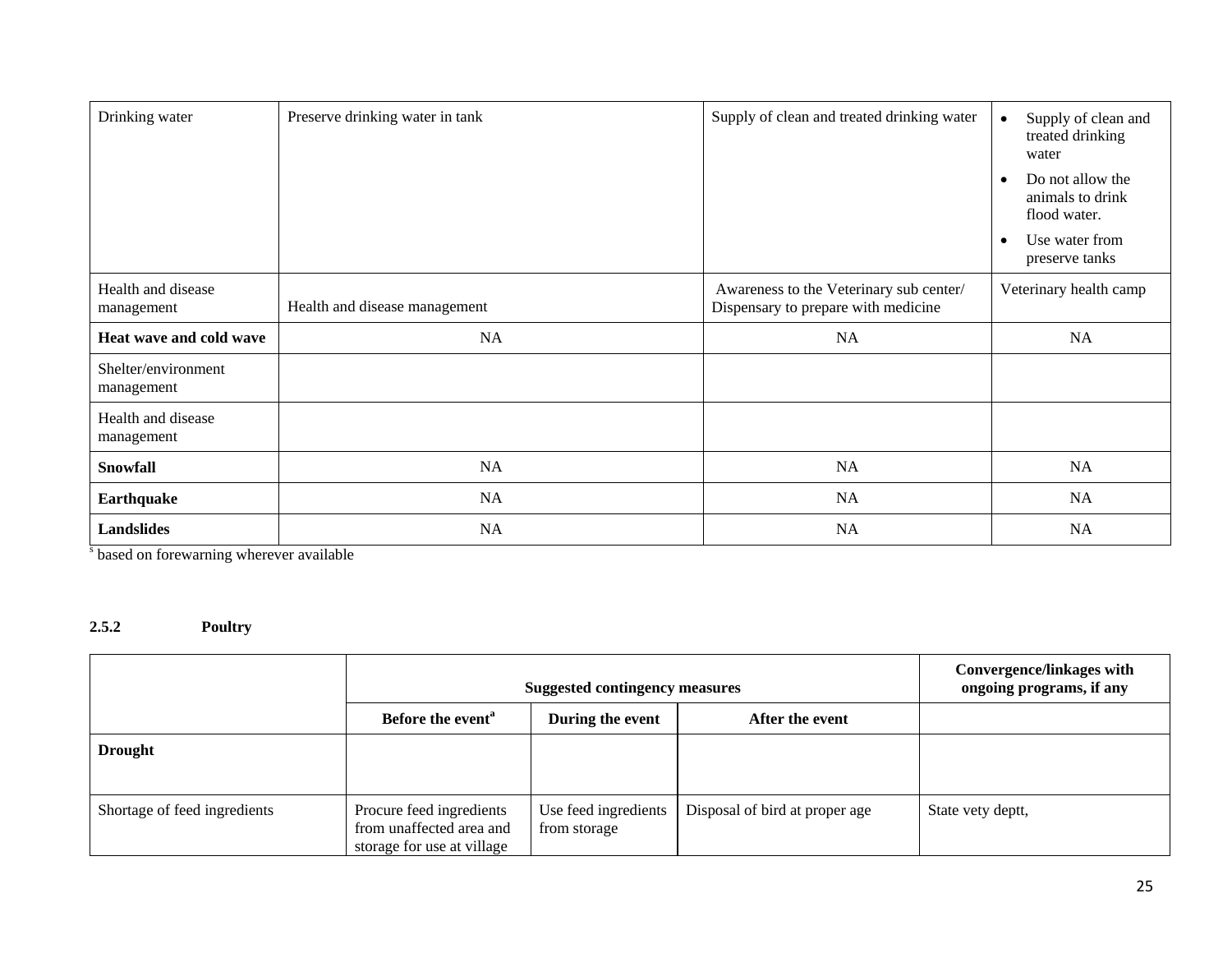| | | | |
|---|---|---|---|
| Drinking water | Preserve drinking water in tank | Supply of clean and treated drinking water | • Supply of clean and treated drinking water<br>• Do not allow the animals to drink flood water.<br>• Use water from preserve tanks |
| Health and disease management | Health and disease management | Awareness to the Veterinary sub center/ Dispensary to prepare with medicine | Veterinary health camp |
| **Heat wave and cold wave** | NA | NA | NA |
| Shelter/environment management | | | |
| Health and disease management | | | |
| **Snowfall** | NA | NA | NA |
| **Earthquake** | NA | NA | NA |
| **Landslides** | NA | NA | NA |

[s] based on forewarning wherever available

**2.5.2 Poultry**

| | Suggested contingency measures | | | Convergence/linkages with ongoing programs, if any |
|---|---|---|---|---|
| | **Before the event[a]** | **During the event** | **After the event** | |
| **Drought** | | | | |
| Shortage of feed ingredients | Procure feed ingredients from unaffected area and storage for use at village | Use feed ingredients from storage | Disposal of bird at proper age | State vety deptt, |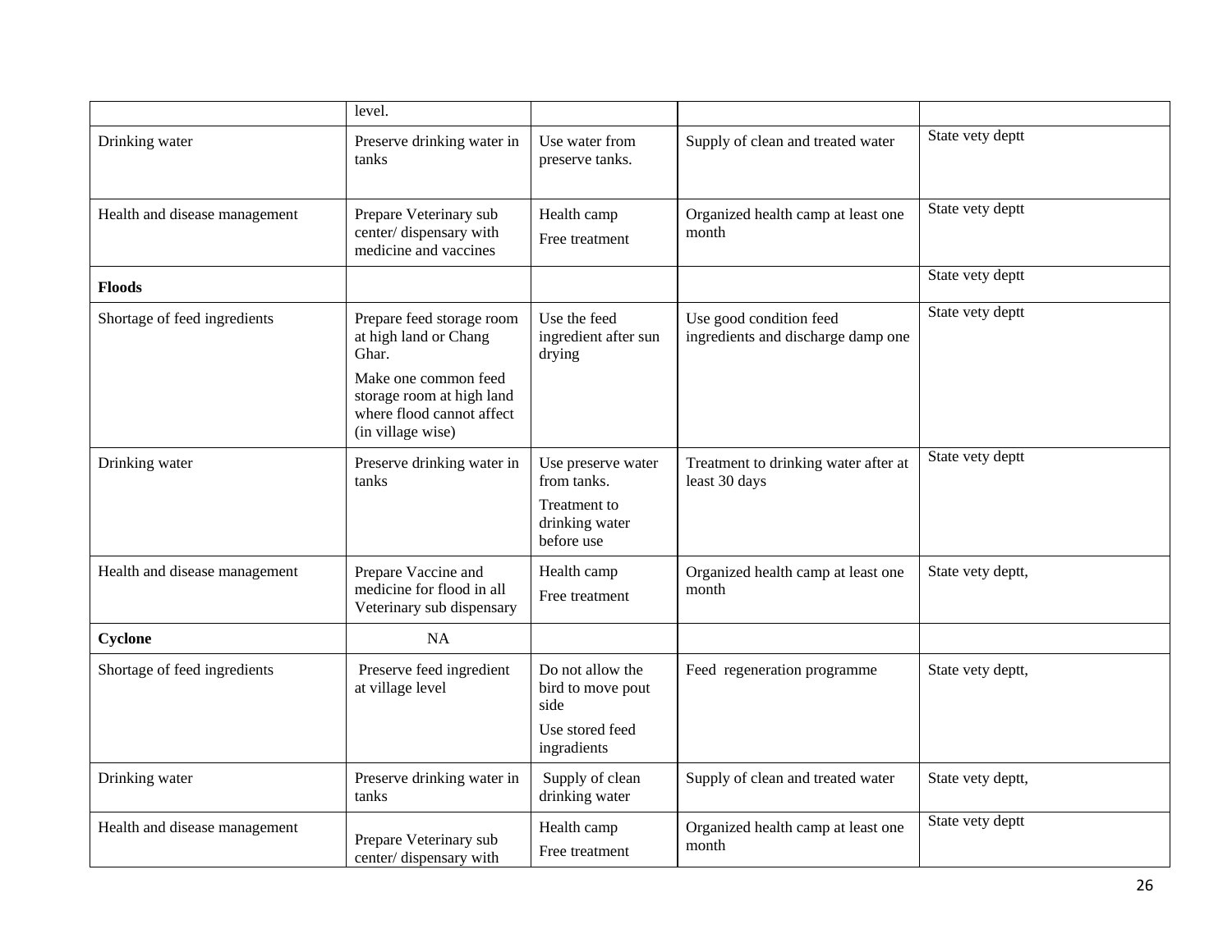| | | | | |
|---|---|---|---|---|
| | level. | | | |
| Drinking water | Preserve drinking water in tanks | Use water from preserve tanks. | Supply of clean and treated water | State vety deptt |
| Health and disease management | Prepare Veterinary sub center/ dispensary with medicine and vaccines | Health camp<br>Free treatment | Organized health camp at least one month | State vety deptt |
| **Floods** | | | | State vety deptt |
| Shortage of feed ingredients | Prepare feed storage room at high land or Chang Ghar.<br>Make one common feed storage room at high land where flood cannot affect (in village wise) | Use the feed ingredient after sun drying | Use good condition feed ingredients and discharge damp one | State vety deptt |
| Drinking water | Preserve drinking water in tanks | Use preserve water from tanks.<br>Treatment to drinking water before use | Treatment to drinking water after at least 30 days | State vety deptt |
| Health and disease management | Prepare Vaccine and medicine for flood in all Veterinary sub dispensary | Health camp<br>Free treatment | Organized health camp at least one month | State vety deptt, |
| **Cyclone** | NA | | | |
| Shortage of feed ingredients | Preserve feed ingredient at village level | Do not allow the bird to move pout side<br>Use stored feed ingradients | Feed regeneration programme | State vety deptt, |
| Drinking water | Preserve drinking water in tanks | Supply of clean drinking water | Supply of clean and treated water | State vety deptt, |
| Health and disease management | Prepare Veterinary sub center/ dispensary with | Health camp<br>Free treatment | Organized health camp at least one month | State vety deptt |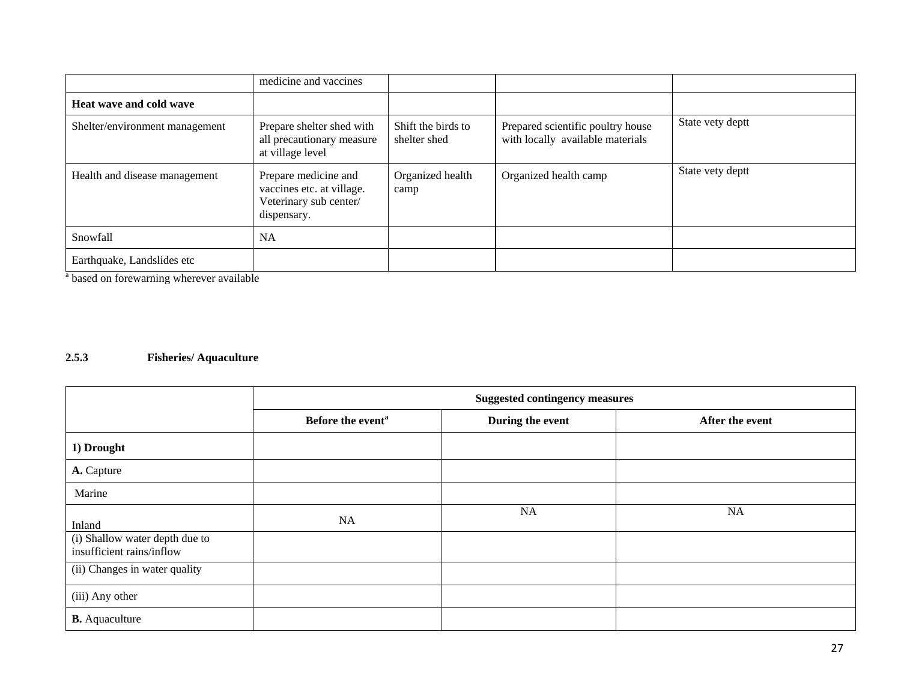| | medicine and vaccines | | | |
|---|---|---|---|---|
| **Heat wave and cold wave** | | | | |
| Shelter/environment management | Prepare shelter shed with all precautionary measure at village level | Shift the birds to shelter shed | Prepared scientific poultry house with locally available materials | State vety deptt |
| Health and disease management | Prepare medicine and vaccines etc. at village. Veterinary sub center/ dispensary. | Organized health camp | Organized health camp | State vety deptt |
| Snowfall | NA | | | |
| Earthquake, Landslides etc | | | | |

[a] based on forewarning wherever available

### 2.5.3 Fisheries/ Aquaculture

| | Suggested contingency measures | | |
|---|---|---|---|
| | **Before the event[a]** | **During the event** | **After the event** |
| **1) Drought** | | | |
| **A.** Capture | | | |
| Marine | | | |
| Inland | NA | NA | NA |
| (i) Shallow water depth due to insufficient rains/inflow | | | |
| (ii) Changes in water quality | | | |
| (iii) Any other | | | |
| **B.** Aquaculture | | | |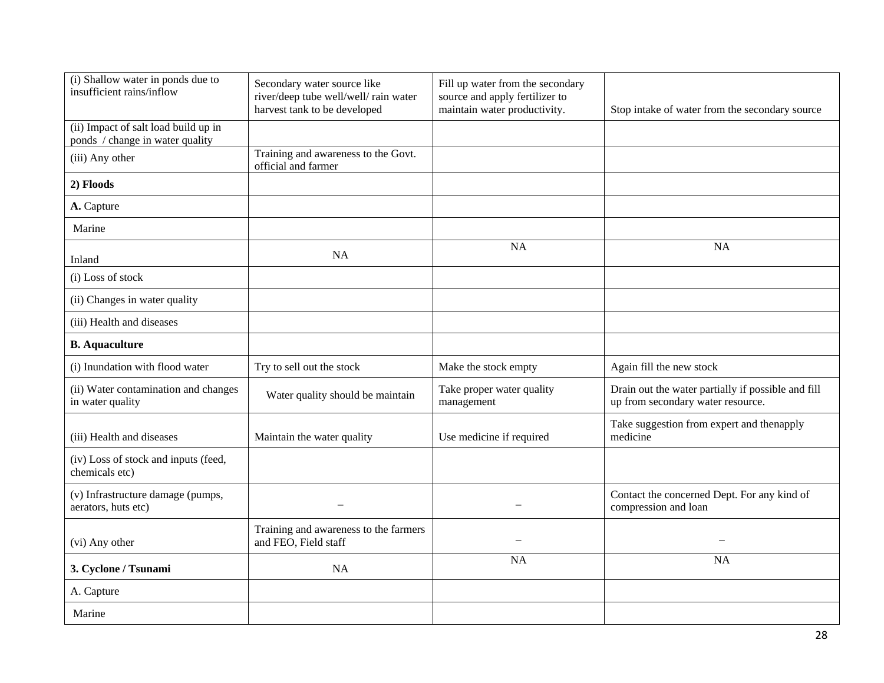| (i) Shallow water in ponds due to insufficient rains/inflow | Secondary water source like river/deep tube well/well/ rain water harvest tank to be developed | Fill up water from the secondary source and apply fertilizer to maintain water productivity. | Stop intake of water from the secondary source |
|---|---|---|---|
| (ii) Impact of salt load build up in ponds / change in water quality | | | |
| (iii) Any other | Training and awareness to the Govt. official and farmer | | |
| **2) Floods** | | | |
| **A.** Capture | | | |
| Marine | | | |
| Inland | NA | NA | NA |
| (i) Loss of stock | | | |
| (ii) Changes in water quality | | | |
| (iii) Health and diseases | | | |
| **B. Aquaculture** | | | |
| (i) Inundation with flood water | Try to sell out the stock | Make the stock empty | Again fill the new stock |
| (ii) Water contamination and changes in water quality | Water quality should be maintain | Take proper water quality management | Drain out the water partially if possible and fill up from secondary water resource. |
| (iii) Health and diseases | Maintain the water quality | Use medicine if required | Take suggestion from expert and thenapply medicine |
| (iv) Loss of stock and inputs (feed, chemicals etc) | | | |
| (v) Infrastructure damage (pumps, aerators, huts etc) | – | – | Contact the concerned Dept. For any kind of compression and loan |
| (vi) Any other | Training and awareness to the farmers and FEO, Field staff | – | – |
| **3. Cyclone / Tsunami** | NA | NA | NA |
| A. Capture | | | |
| Marine | | | |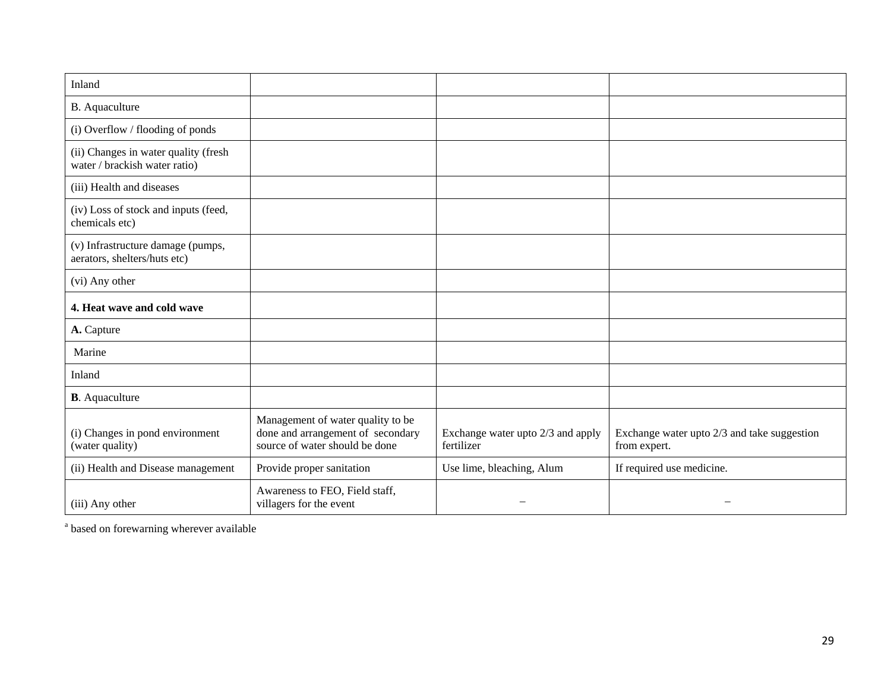| | | | |
|---|---|---|---|
| Inland | | | |
| B. Aquaculture | | | |
| (i) Overflow / flooding of ponds | | | |
| (ii) Changes in water quality (fresh water / brackish water ratio) | | | |
| (iii) Health and diseases | | | |
| (iv) Loss of stock and inputs (feed, chemicals etc) | | | |
| (v) Infrastructure damage (pumps, aerators, shelters/huts etc) | | | |
| (vi) Any other | | | |
| **4. Heat wave and cold wave** | | | |
| **A.** Capture | | | |
| Marine | | | |
| Inland | | | |
| **B**. Aquaculture | | | |
| (i) Changes in pond environment (water quality) | Management of water quality to be done and arrangement of secondary source of water should be done | Exchange water upto 2/3 and apply fertilizer | Exchange water upto 2/3 and take suggestion from expert. |
| (ii) Health and Disease management | Provide proper sanitation | Use lime, bleaching, Alum | If required use medicine. |
| (iii) Any other | Awareness to FEO, Field staff, villagers for the event | – | – |

[a] based on forewarning wherever available